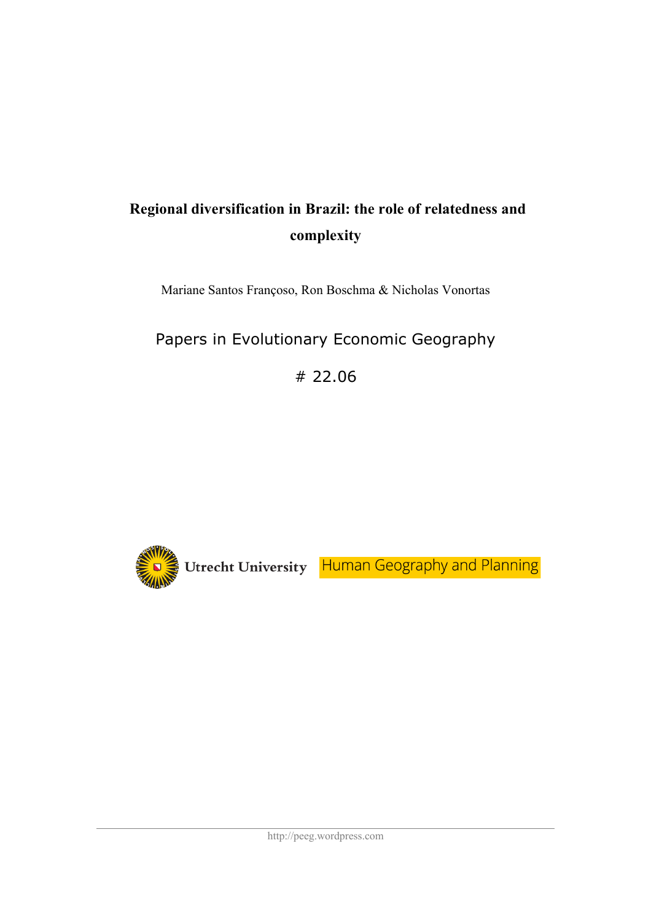# Regional diversification in Brazil: the role of relatedness and complexity

Mariane Santos Françoso, Ron Boschma & Nicholas Vonortas

Papers in Evolutionary Economic Geography

# 22.06

Utrecht University Human Geography and Planning

http://peeg.wordpress.com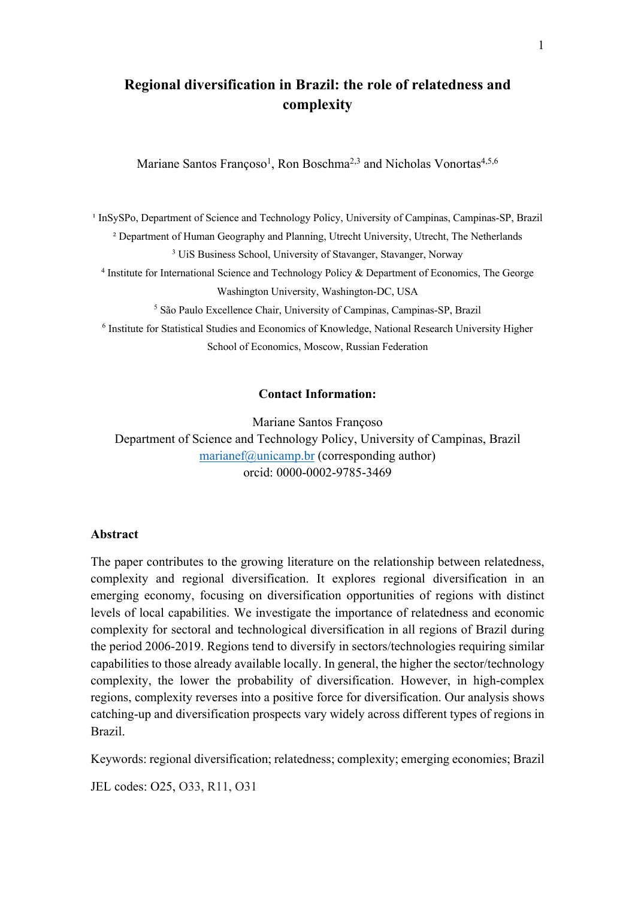# Regional diversification in Brazil: the role of relatedness and complexity

Mariane Santos Françoso[1], Ron Boschma[2,3] and Nicholas Vonortas[4,5,6]

[1] InSySPo, Department of Science and Technology Policy, University of Campinas, Campinas-SP, Brazil

[2] Department of Human Geography and Planning, Utrecht University, Utrecht, The Netherlands

[3] UiS Business School, University of Stavanger, Stavanger, Norway

[4] Institute for International Science and Technology Policy & Department of Economics, The George Washington University, Washington-DC, USA

[5] São Paulo Excellence Chair, University of Campinas, Campinas-SP, Brazil

[6] Institute for Statistical Studies and Economics of Knowledge, National Research University Higher School of Economics, Moscow, Russian Federation

**Contact Information:**

Mariane Santos Françoso
Department of Science and Technology Policy, University of Campinas, Brazil
marianef@unicamp.br (corresponding author)
orcid: 0000-0002-9785-3469

**Abstract**

The paper contributes to the growing literature on the relationship between relatedness, complexity and regional diversification. It explores regional diversification in an emerging economy, focusing on diversification opportunities of regions with distinct levels of local capabilities. We investigate the importance of relatedness and economic complexity for sectoral and technological diversification in all regions of Brazil during the period 2006-2019. Regions tend to diversify in sectors/technologies requiring similar capabilities to those already available locally. In general, the higher the sector/technology complexity, the lower the probability of diversification. However, in high-complex regions, complexity reverses into a positive force for diversification. Our analysis shows catching-up and diversification prospects vary widely across different types of regions in Brazil.

Keywords: regional diversification; relatedness; complexity; emerging economies; Brazil

JEL codes: O25, O33, R11, O31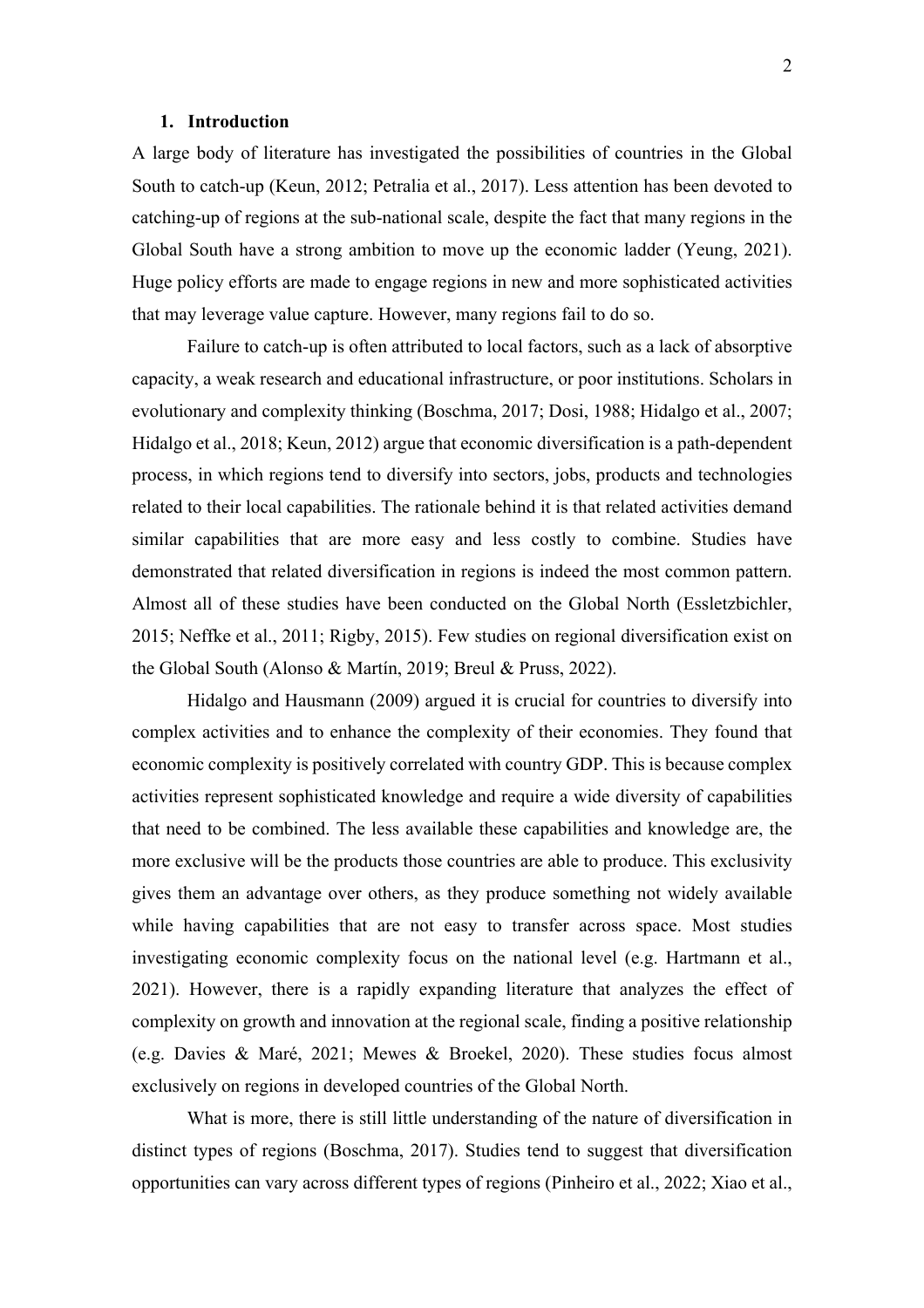## 1. Introduction

A large body of literature has investigated the possibilities of countries in the Global South to catch-up (Keun, 2012; Petralia et al., 2017). Less attention has been devoted to catching-up of regions at the sub-national scale, despite the fact that many regions in the Global South have a strong ambition to move up the economic ladder (Yeung, 2021). Huge policy efforts are made to engage regions in new and more sophisticated activities that may leverage value capture. However, many regions fail to do so.

Failure to catch-up is often attributed to local factors, such as a lack of absorptive capacity, a weak research and educational infrastructure, or poor institutions. Scholars in evolutionary and complexity thinking (Boschma, 2017; Dosi, 1988; Hidalgo et al., 2007; Hidalgo et al., 2018; Keun, 2012) argue that economic diversification is a path-dependent process, in which regions tend to diversify into sectors, jobs, products and technologies related to their local capabilities. The rationale behind it is that related activities demand similar capabilities that are more easy and less costly to combine. Studies have demonstrated that related diversification in regions is indeed the most common pattern. Almost all of these studies have been conducted on the Global North (Essletzbichler, 2015; Neffke et al., 2011; Rigby, 2015). Few studies on regional diversification exist on the Global South (Alonso & Martín, 2019; Breul & Pruss, 2022).

Hidalgo and Hausmann (2009) argued it is crucial for countries to diversify into complex activities and to enhance the complexity of their economies. They found that economic complexity is positively correlated with country GDP. This is because complex activities represent sophisticated knowledge and require a wide diversity of capabilities that need to be combined. The less available these capabilities and knowledge are, the more exclusive will be the products those countries are able to produce. This exclusivity gives them an advantage over others, as they produce something not widely available while having capabilities that are not easy to transfer across space. Most studies investigating economic complexity focus on the national level (e.g. Hartmann et al., 2021). However, there is a rapidly expanding literature that analyzes the effect of complexity on growth and innovation at the regional scale, finding a positive relationship (e.g. Davies & Maré, 2021; Mewes & Broekel, 2020). These studies focus almost exclusively on regions in developed countries of the Global North.

What is more, there is still little understanding of the nature of diversification in distinct types of regions (Boschma, 2017). Studies tend to suggest that diversification opportunities can vary across different types of regions (Pinheiro et al., 2022; Xiao et al.,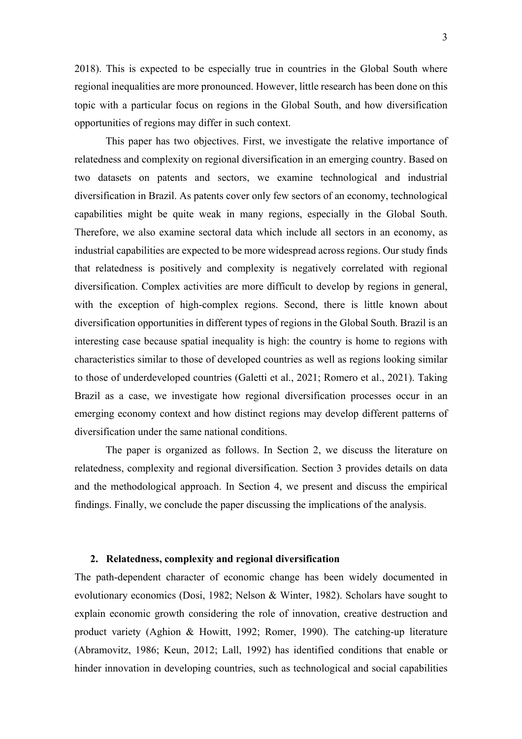2018). This is expected to be especially true in countries in the Global South where regional inequalities are more pronounced. However, little research has been done on this topic with a particular focus on regions in the Global South, and how diversification opportunities of regions may differ in such context.

This paper has two objectives. First, we investigate the relative importance of relatedness and complexity on regional diversification in an emerging country. Based on two datasets on patents and sectors, we examine technological and industrial diversification in Brazil. As patents cover only few sectors of an economy, technological capabilities might be quite weak in many regions, especially in the Global South. Therefore, we also examine sectoral data which include all sectors in an economy, as industrial capabilities are expected to be more widespread across regions. Our study finds that relatedness is positively and complexity is negatively correlated with regional diversification. Complex activities are more difficult to develop by regions in general, with the exception of high-complex regions. Second, there is little known about diversification opportunities in different types of regions in the Global South. Brazil is an interesting case because spatial inequality is high: the country is home to regions with characteristics similar to those of developed countries as well as regions looking similar to those of underdeveloped countries (Galetti et al., 2021; Romero et al., 2021). Taking Brazil as a case, we investigate how regional diversification processes occur in an emerging economy context and how distinct regions may develop different patterns of diversification under the same national conditions.

The paper is organized as follows. In Section 2, we discuss the literature on relatedness, complexity and regional diversification. Section 3 provides details on data and the methodological approach. In Section 4, we present and discuss the empirical findings. Finally, we conclude the paper discussing the implications of the analysis.

## 2. Relatedness, complexity and regional diversification

The path-dependent character of economic change has been widely documented in evolutionary economics (Dosi, 1982; Nelson & Winter, 1982). Scholars have sought to explain economic growth considering the role of innovation, creative destruction and product variety (Aghion & Howitt, 1992; Romer, 1990). The catching-up literature (Abramovitz, 1986; Keun, 2012; Lall, 1992) has identified conditions that enable or hinder innovation in developing countries, such as technological and social capabilities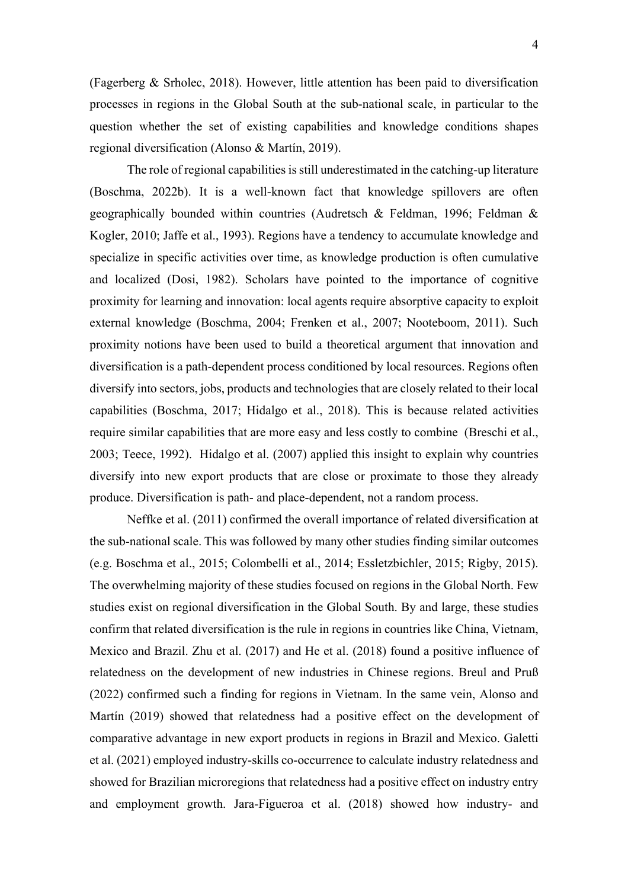(Fagerberg & Srholec, 2018). However, little attention has been paid to diversification processes in regions in the Global South at the sub-national scale, in particular to the question whether the set of existing capabilities and knowledge conditions shapes regional diversification (Alonso & Martín, 2019).

The role of regional capabilities is still underestimated in the catching-up literature (Boschma, 2022b). It is a well-known fact that knowledge spillovers are often geographically bounded within countries (Audretsch & Feldman, 1996; Feldman & Kogler, 2010; Jaffe et al., 1993). Regions have a tendency to accumulate knowledge and specialize in specific activities over time, as knowledge production is often cumulative and localized (Dosi, 1982). Scholars have pointed to the importance of cognitive proximity for learning and innovation: local agents require absorptive capacity to exploit external knowledge (Boschma, 2004; Frenken et al., 2007; Nooteboom, 2011). Such proximity notions have been used to build a theoretical argument that innovation and diversification is a path-dependent process conditioned by local resources. Regions often diversify into sectors, jobs, products and technologies that are closely related to their local capabilities (Boschma, 2017; Hidalgo et al., 2018). This is because related activities require similar capabilities that are more easy and less costly to combine (Breschi et al., 2003; Teece, 1992). Hidalgo et al. (2007) applied this insight to explain why countries diversify into new export products that are close or proximate to those they already produce. Diversification is path- and place-dependent, not a random process.

Neffke et al. (2011) confirmed the overall importance of related diversification at the sub-national scale. This was followed by many other studies finding similar outcomes (e.g. Boschma et al., 2015; Colombelli et al., 2014; Essletzbichler, 2015; Rigby, 2015). The overwhelming majority of these studies focused on regions in the Global North. Few studies exist on regional diversification in the Global South. By and large, these studies confirm that related diversification is the rule in regions in countries like China, Vietnam, Mexico and Brazil. Zhu et al. (2017) and He et al. (2018) found a positive influence of relatedness on the development of new industries in Chinese regions. Breul and Pruß (2022) confirmed such a finding for regions in Vietnam. In the same vein, Alonso and Martín (2019) showed that relatedness had a positive effect on the development of comparative advantage in new export products in regions in Brazil and Mexico. Galetti et al. (2021) employed industry-skills co-occurrence to calculate industry relatedness and showed for Brazilian microregions that relatedness had a positive effect on industry entry and employment growth. Jara-Figueroa et al. (2018) showed how industry- and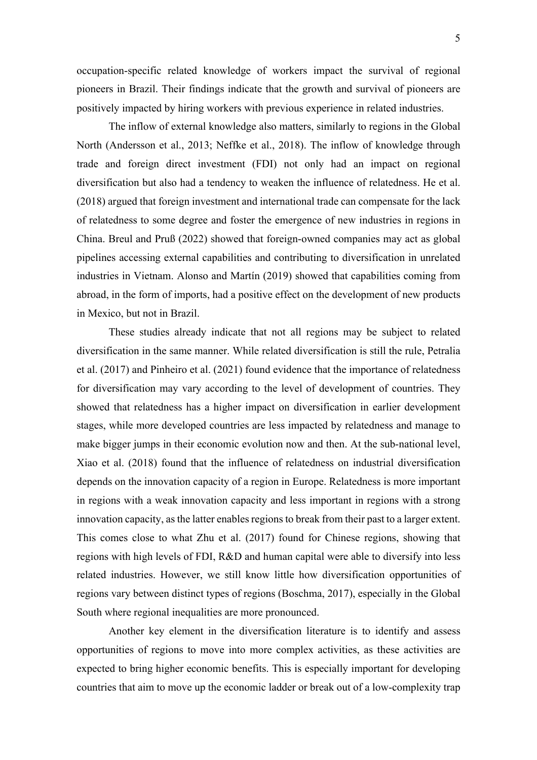occupation-specific related knowledge of workers impact the survival of regional pioneers in Brazil. Their findings indicate that the growth and survival of pioneers are positively impacted by hiring workers with previous experience in related industries.

The inflow of external knowledge also matters, similarly to regions in the Global North (Andersson et al., 2013; Neffke et al., 2018). The inflow of knowledge through trade and foreign direct investment (FDI) not only had an impact on regional diversification but also had a tendency to weaken the influence of relatedness. He et al. (2018) argued that foreign investment and international trade can compensate for the lack of relatedness to some degree and foster the emergence of new industries in regions in China. Breul and Pruß (2022) showed that foreign-owned companies may act as global pipelines accessing external capabilities and contributing to diversification in unrelated industries in Vietnam. Alonso and Martín (2019) showed that capabilities coming from abroad, in the form of imports, had a positive effect on the development of new products in Mexico, but not in Brazil.

These studies already indicate that not all regions may be subject to related diversification in the same manner. While related diversification is still the rule, Petralia et al. (2017) and Pinheiro et al. (2021) found evidence that the importance of relatedness for diversification may vary according to the level of development of countries. They showed that relatedness has a higher impact on diversification in earlier development stages, while more developed countries are less impacted by relatedness and manage to make bigger jumps in their economic evolution now and then. At the sub-national level, Xiao et al. (2018) found that the influence of relatedness on industrial diversification depends on the innovation capacity of a region in Europe. Relatedness is more important in regions with a weak innovation capacity and less important in regions with a strong innovation capacity, as the latter enables regions to break from their past to a larger extent. This comes close to what Zhu et al. (2017) found for Chinese regions, showing that regions with high levels of FDI, R&D and human capital were able to diversify into less related industries. However, we still know little how diversification opportunities of regions vary between distinct types of regions (Boschma, 2017), especially in the Global South where regional inequalities are more pronounced.

Another key element in the diversification literature is to identify and assess opportunities of regions to move into more complex activities, as these activities are expected to bring higher economic benefits. This is especially important for developing countries that aim to move up the economic ladder or break out of a low-complexity trap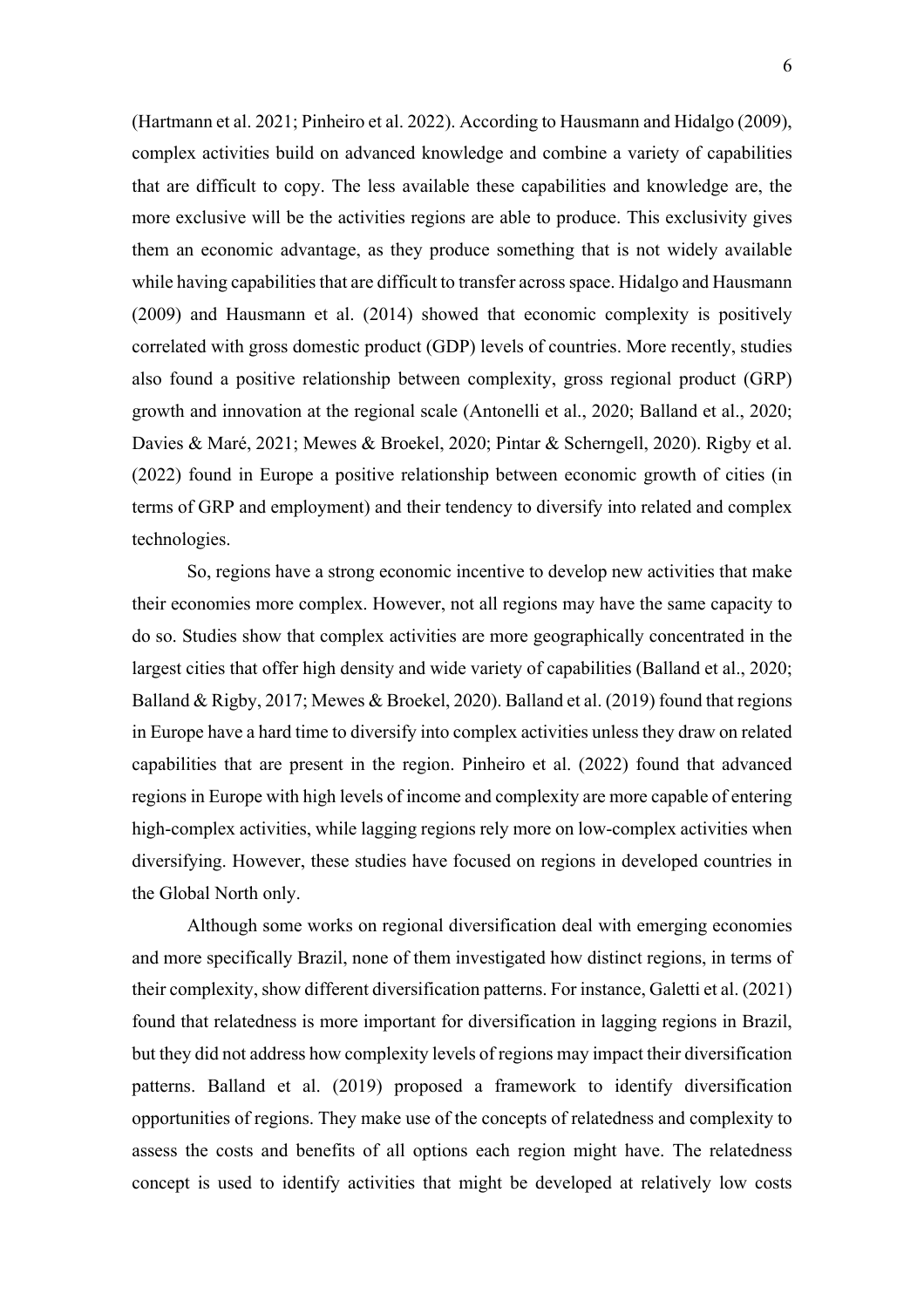(Hartmann et al. 2021; Pinheiro et al. 2022). According to Hausmann and Hidalgo (2009), complex activities build on advanced knowledge and combine a variety of capabilities that are difficult to copy. The less available these capabilities and knowledge are, the more exclusive will be the activities regions are able to produce. This exclusivity gives them an economic advantage, as they produce something that is not widely available while having capabilities that are difficult to transfer across space. Hidalgo and Hausmann (2009) and Hausmann et al. (2014) showed that economic complexity is positively correlated with gross domestic product (GDP) levels of countries. More recently, studies also found a positive relationship between complexity, gross regional product (GRP) growth and innovation at the regional scale (Antonelli et al., 2020; Balland et al., 2020; Davies & Maré, 2021; Mewes & Broekel, 2020; Pintar & Scherngell, 2020). Rigby et al. (2022) found in Europe a positive relationship between economic growth of cities (in terms of GRP and employment) and their tendency to diversify into related and complex technologies.

So, regions have a strong economic incentive to develop new activities that make their economies more complex. However, not all regions may have the same capacity to do so. Studies show that complex activities are more geographically concentrated in the largest cities that offer high density and wide variety of capabilities (Balland et al., 2020; Balland & Rigby, 2017; Mewes & Broekel, 2020). Balland et al. (2019) found that regions in Europe have a hard time to diversify into complex activities unless they draw on related capabilities that are present in the region. Pinheiro et al. (2022) found that advanced regions in Europe with high levels of income and complexity are more capable of entering high-complex activities, while lagging regions rely more on low-complex activities when diversifying. However, these studies have focused on regions in developed countries in the Global North only.

Although some works on regional diversification deal with emerging economies and more specifically Brazil, none of them investigated how distinct regions, in terms of their complexity, show different diversification patterns. For instance, Galetti et al. (2021) found that relatedness is more important for diversification in lagging regions in Brazil, but they did not address how complexity levels of regions may impact their diversification patterns. Balland et al. (2019) proposed a framework to identify diversification opportunities of regions. They make use of the concepts of relatedness and complexity to assess the costs and benefits of all options each region might have. The relatedness concept is used to identify activities that might be developed at relatively low costs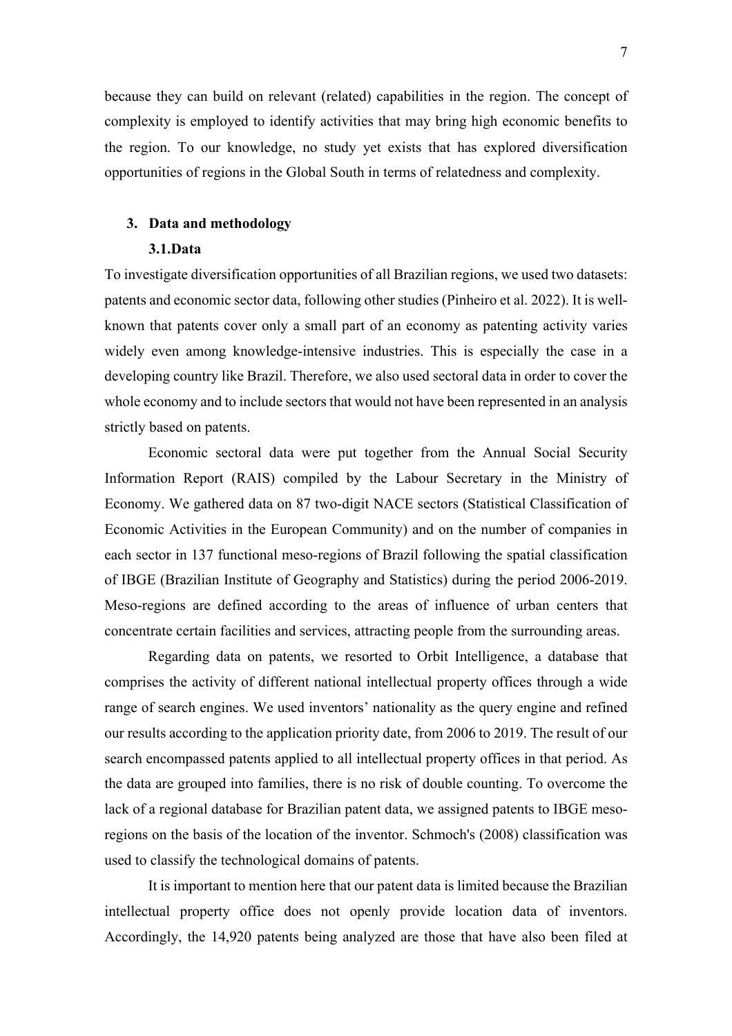because they can build on relevant (related) capabilities in the region. The concept of complexity is employed to identify activities that may bring high economic benefits to the region. To our knowledge, no study yet exists that has explored diversification opportunities of regions in the Global South in terms of relatedness and complexity.

## 3. Data and methodology

### 3.1. Data

To investigate diversification opportunities of all Brazilian regions, we used two datasets: patents and economic sector data, following other studies (Pinheiro et al. 2022). It is well-known that patents cover only a small part of an economy as patenting activity varies widely even among knowledge-intensive industries. This is especially the case in a developing country like Brazil. Therefore, we also used sectoral data in order to cover the whole economy and to include sectors that would not have been represented in an analysis strictly based on patents.

Economic sectoral data were put together from the Annual Social Security Information Report (RAIS) compiled by the Labour Secretary in the Ministry of Economy. We gathered data on 87 two-digit NACE sectors (Statistical Classification of Economic Activities in the European Community) and on the number of companies in each sector in 137 functional meso-regions of Brazil following the spatial classification of IBGE (Brazilian Institute of Geography and Statistics) during the period 2006-2019. Meso-regions are defined according to the areas of influence of urban centers that concentrate certain facilities and services, attracting people from the surrounding areas.

Regarding data on patents, we resorted to Orbit Intelligence, a database that comprises the activity of different national intellectual property offices through a wide range of search engines. We used inventors' nationality as the query engine and refined our results according to the application priority date, from 2006 to 2019. The result of our search encompassed patents applied to all intellectual property offices in that period. As the data are grouped into families, there is no risk of double counting. To overcome the lack of a regional database for Brazilian patent data, we assigned patents to IBGE meso-regions on the basis of the location of the inventor. Schmoch's (2008) classification was used to classify the technological domains of patents.

It is important to mention here that our patent data is limited because the Brazilian intellectual property office does not openly provide location data of inventors. Accordingly, the 14,920 patents being analyzed are those that have also been filed at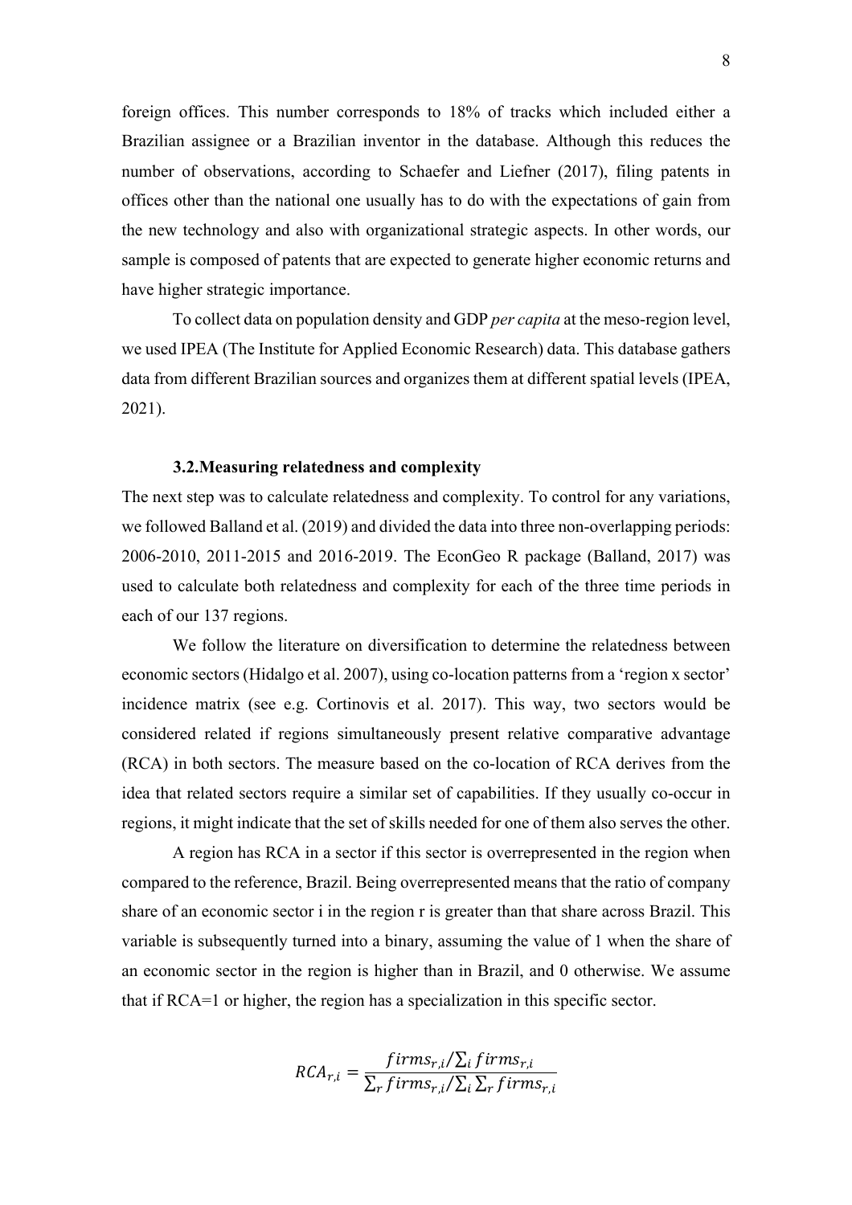foreign offices. This number corresponds to 18% of tracks which included either a Brazilian assignee or a Brazilian inventor in the database. Although this reduces the number of observations, according to Schaefer and Liefner (2017), filing patents in offices other than the national one usually has to do with the expectations of gain from the new technology and also with organizational strategic aspects. In other words, our sample is composed of patents that are expected to generate higher economic returns and have higher strategic importance.

To collect data on population density and GDP *per capita* at the meso-region level, we used IPEA (The Institute for Applied Economic Research) data. This database gathers data from different Brazilian sources and organizes them at different spatial levels (IPEA, 2021).

### 3.2. Measuring relatedness and complexity

The next step was to calculate relatedness and complexity. To control for any variations, we followed Balland et al. (2019) and divided the data into three non-overlapping periods: 2006-2010, 2011-2015 and 2016-2019. The EconGeo R package (Balland, 2017) was used to calculate both relatedness and complexity for each of the three time periods in each of our 137 regions.

We follow the literature on diversification to determine the relatedness between economic sectors (Hidalgo et al. 2007), using co-location patterns from a 'region x sector' incidence matrix (see e.g. Cortinovis et al. 2017). This way, two sectors would be considered related if regions simultaneously present relative comparative advantage (RCA) in both sectors. The measure based on the co-location of RCA derives from the idea that related sectors require a similar set of capabilities. If they usually co-occur in regions, it might indicate that the set of skills needed for one of them also serves the other.

A region has RCA in a sector if this sector is overrepresented in the region when compared to the reference, Brazil. Being overrepresented means that the ratio of company share of an economic sector i in the region r is greater than that share across Brazil. This variable is subsequently turned into a binary, assuming the value of 1 when the share of an economic sector in the region is higher than in Brazil, and 0 otherwise. We assume that if RCA=1 or higher, the region has a specialization in this specific sector.

$$RCA_{r,i} = \frac{firms_{r,i}/\sum_i firms_{r,i}}{\sum_r firms_{r,i}/\sum_i \sum_r firms_{r,i}}$$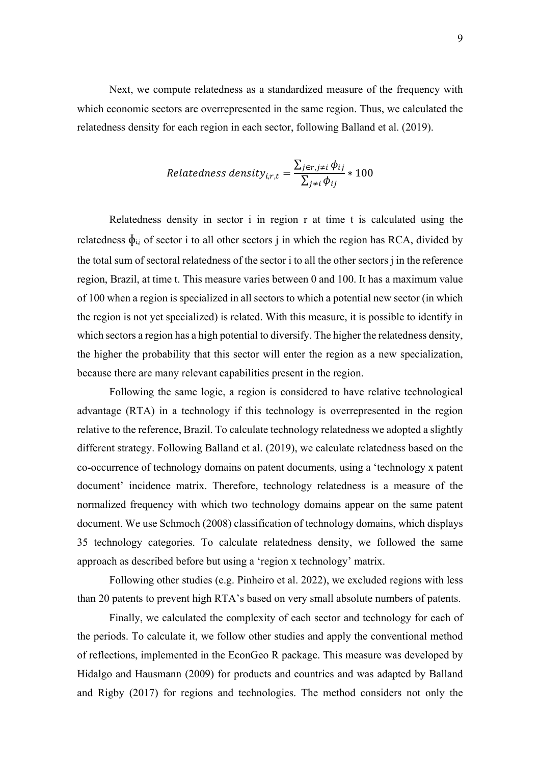Next, we compute relatedness as a standardized measure of the frequency with which economic sectors are overrepresented in the same region. Thus, we calculated the relatedness density for each region in each sector, following Balland et al. (2019).

$$Relatedness\ density_{i,r,t} = \frac{\sum_{j \in r, j \neq i} \phi_{ij}}{\sum_{j \neq i} \phi_{ij}} * 100$$

Relatedness density in sector i in region r at time t is calculated using the relatedness $\phi_{i,j}$ of sector i to all other sectors j in which the region has RCA, divided by the total sum of sectoral relatedness of the sector i to all the other sectors j in the reference region, Brazil, at time t. This measure varies between 0 and 100. It has a maximum value of 100 when a region is specialized in all sectors to which a potential new sector (in which the region is not yet specialized) is related. With this measure, it is possible to identify in which sectors a region has a high potential to diversify. The higher the relatedness density, the higher the probability that this sector will enter the region as a new specialization, because there are many relevant capabilities present in the region.

Following the same logic, a region is considered to have relative technological advantage (RTA) in a technology if this technology is overrepresented in the region relative to the reference, Brazil. To calculate technology relatedness we adopted a slightly different strategy. Following Balland et al. (2019), we calculate relatedness based on the co-occurrence of technology domains on patent documents, using a 'technology x patent document' incidence matrix. Therefore, technology relatedness is a measure of the normalized frequency with which two technology domains appear on the same patent document. We use Schmoch (2008) classification of technology domains, which displays 35 technology categories. To calculate relatedness density, we followed the same approach as described before but using a 'region x technology' matrix.

Following other studies (e.g. Pinheiro et al. 2022), we excluded regions with less than 20 patents to prevent high RTA's based on very small absolute numbers of patents.

Finally, we calculated the complexity of each sector and technology for each of the periods. To calculate it, we follow other studies and apply the conventional method of reflections, implemented in the EconGeo R package. This measure was developed by Hidalgo and Hausmann (2009) for products and countries and was adapted by Balland and Rigby (2017) for regions and technologies. The method considers not only the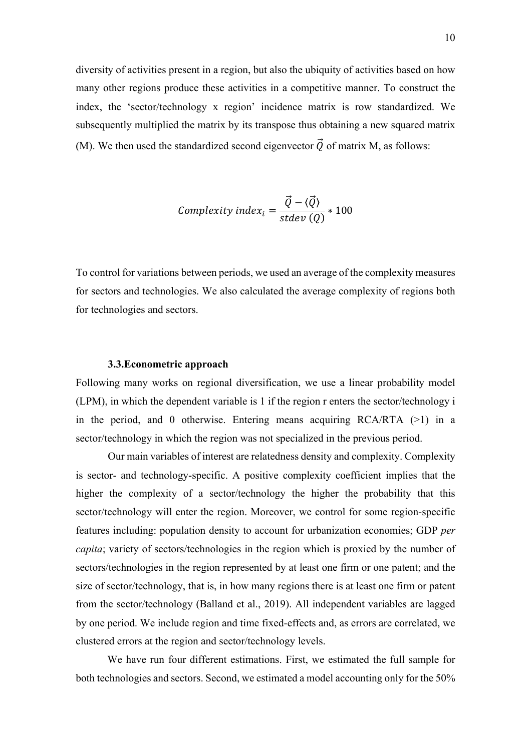diversity of activities present in a region, but also the ubiquity of activities based on how many other regions produce these activities in a competitive manner. To construct the index, the 'sector/technology x region' incidence matrix is row standardized. We subsequently multiplied the matrix by its transpose thus obtaining a new squared matrix (M). We then used the standardized second eigenvector $\vec{Q}$ of matrix M, as follows:

$$Complexity\ index_i = \frac{\vec{Q} - \langle \vec{Q} \rangle}{stdev\ (Q)} * 100$$

To control for variations between periods, we used an average of the complexity measures for sectors and technologies. We also calculated the average complexity of regions both for technologies and sectors.

### 3.3. Econometric approach

Following many works on regional diversification, we use a linear probability model (LPM), in which the dependent variable is 1 if the region r enters the sector/technology i in the period, and 0 otherwise. Entering means acquiring RCA/RTA (>1) in a sector/technology in which the region was not specialized in the previous period.

Our main variables of interest are relatedness density and complexity. Complexity is sector- and technology-specific. A positive complexity coefficient implies that the higher the complexity of a sector/technology the higher the probability that this sector/technology will enter the region. Moreover, we control for some region-specific features including: population density to account for urbanization economies; GDP *per capita*; variety of sectors/technologies in the region which is proxied by the number of sectors/technologies in the region represented by at least one firm or one patent; and the size of sector/technology, that is, in how many regions there is at least one firm or patent from the sector/technology (Balland et al., 2019). All independent variables are lagged by one period. We include region and time fixed-effects and, as errors are correlated, we clustered errors at the region and sector/technology levels.

We have run four different estimations. First, we estimated the full sample for both technologies and sectors. Second, we estimated a model accounting only for the 50%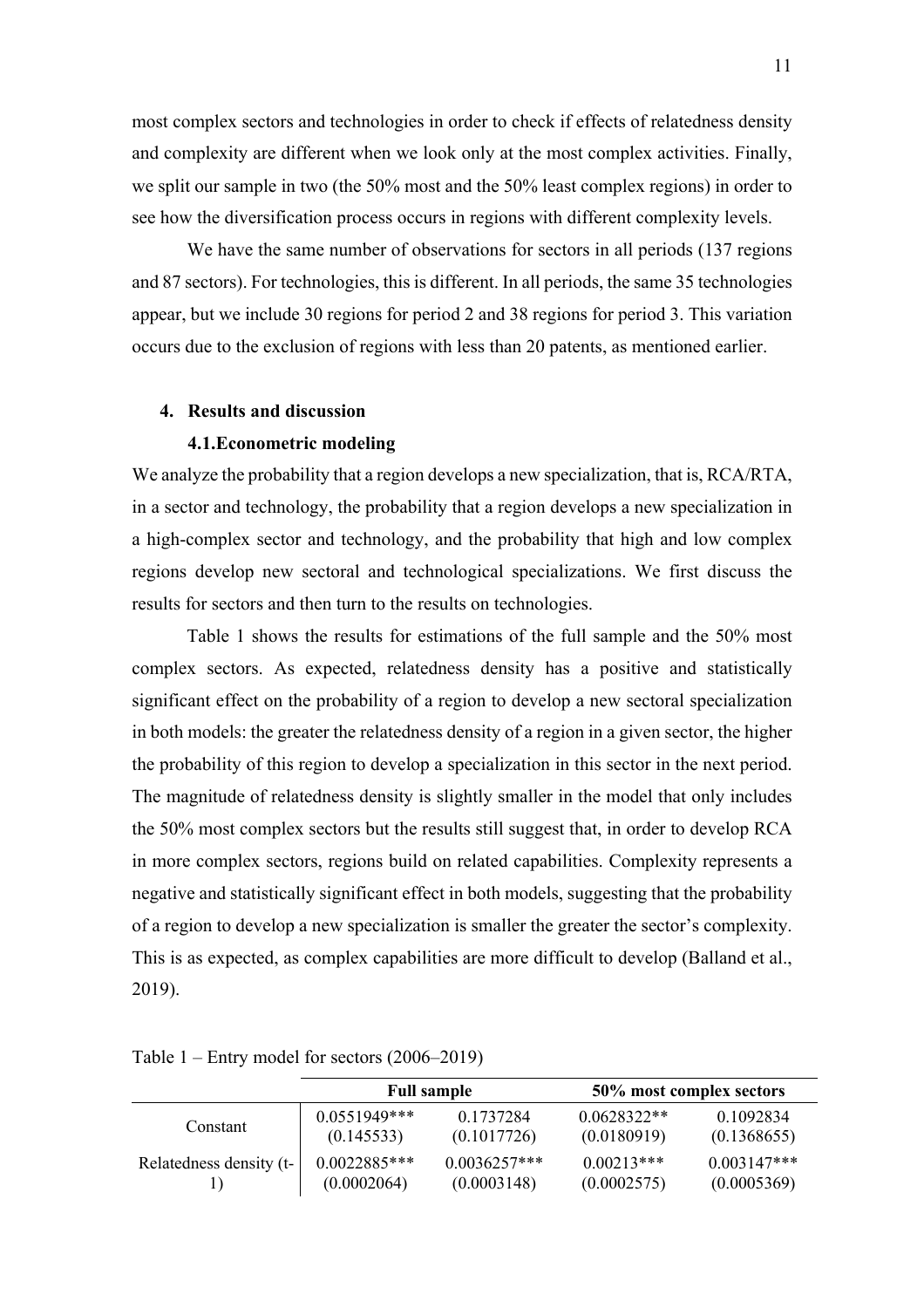most complex sectors and technologies in order to check if effects of relatedness density and complexity are different when we look only at the most complex activities. Finally, we split our sample in two (the 50% most and the 50% least complex regions) in order to see how the diversification process occurs in regions with different complexity levels.

We have the same number of observations for sectors in all periods (137 regions and 87 sectors). For technologies, this is different. In all periods, the same 35 technologies appear, but we include 30 regions for period 2 and 38 regions for period 3. This variation occurs due to the exclusion of regions with less than 20 patents, as mentioned earlier.

## 4. Results and discussion

### 4.1. Econometric modeling

We analyze the probability that a region develops a new specialization, that is, RCA/RTA, in a sector and technology, the probability that a region develops a new specialization in a high-complex sector and technology, and the probability that high and low complex regions develop new sectoral and technological specializations. We first discuss the results for sectors and then turn to the results on technologies.

Table 1 shows the results for estimations of the full sample and the 50% most complex sectors. As expected, relatedness density has a positive and statistically significant effect on the probability of a region to develop a new sectoral specialization in both models: the greater the relatedness density of a region in a given sector, the higher the probability of this region to develop a specialization in this sector in the next period. The magnitude of relatedness density is slightly smaller in the model that only includes the 50% most complex sectors but the results still suggest that, in order to develop RCA in more complex sectors, regions build on related capabilities. Complexity represents a negative and statistically significant effect in both models, suggesting that the probability of a region to develop a new specialization is smaller the greater the sector's complexity. This is as expected, as complex capabilities are more difficult to develop (Balland et al., 2019).

Table 1 – Entry model for sectors (2006–2019)

| | **Full sample** | | **50% most complex sectors** | |
|---|---|---|---|---|
| Constant | 0.0551949***<br>(0.145533) | 0.1737284<br>(0.1017726) | 0.0628322**<br>(0.0180919) | 0.1092834<br>(0.1368655) |
| Relatedness density (t-1) | 0.0022885***<br>(0.0002064) | 0.0036257***<br>(0.0003148) | 0.00213***<br>(0.0002575) | 0.003147***<br>(0.0005369) |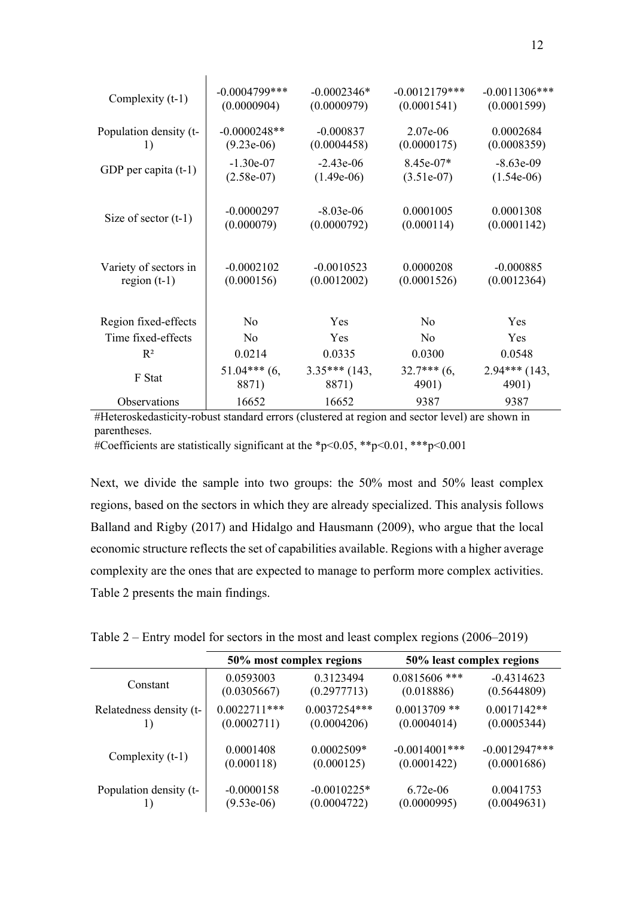| | | | | |
|---|---|---|---|---|
| Complexity (t-1) | -0.0004799***<br>(0.0000904) | -0.0002346*<br>(0.0000979) | -0.0012179***<br>(0.0001541) | -0.0011306***<br>(0.0001599) |
| Population density (t-1) | -0.0000248**<br>(9.23e-06) | -0.000837<br>(0.0004458) | 2.07e-06<br>(0.0000175) | 0.0002684<br>(0.0008359) |
| GDP per capita (t-1) | -1.30e-07<br>(2.58e-07) | -2.43e-06<br>(1.49e-06) | 8.45e-07*<br>(3.51e-07) | -8.63e-09<br>(1.54e-06) |
| Size of sector (t-1) | -0.0000297<br>(0.000079) | -8.03e-06<br>(0.0000792) | 0.0001005<br>(0.000114) | 0.0001308<br>(0.0001142) |
| Variety of sectors in region (t-1) | -0.0002102<br>(0.000156) | -0.0010523<br>(0.0012002) | 0.0000208<br>(0.0001526) | -0.000885<br>(0.0012364) |
| Region fixed-effects | No | Yes | No | Yes |
| Time fixed-effects | No | Yes | No | Yes |
| $R^2$ | 0.0214 | 0.0335 | 0.0300 | 0.0548 |
| F Stat | 51.04*** (6, 8871) | 3.35*** (143, 8871) | 32.7*** (6, 4901) | 2.94*** (143, 4901) |
| Observations | 16652 | 16652 | 9387 | 9387 |

#Heteroskedasticity-robust standard errors (clustered at region and sector level) are shown in parentheses.

#Coefficients are statistically significant at the *p<0.05, **p<0.01, ***p<0.001

Next, we divide the sample into two groups: the 50% most and 50% least complex regions, based on the sectors in which they are already specialized. This analysis follows Balland and Rigby (2017) and Hidalgo and Hausmann (2009), who argue that the local economic structure reflects the set of capabilities available. Regions with a higher average complexity are the ones that are expected to manage to perform more complex activities. Table 2 presents the main findings.

Table 2 – Entry model for sectors in the most and least complex regions (2006–2019)

| | 50% most complex regions | | 50% least complex regions | |
|---|---|---|---|---|
| Constant | 0.0593003<br>(0.0305667) | 0.3123494<br>(0.2977713) | 0.0815606 ***<br>(0.018886) | -0.4314623<br>(0.5644809) |
| Relatedness density (t-1) | 0.0022711***<br>(0.0002711) | 0.0037254***<br>(0.0004206) | 0.0013709 **<br>(0.0004014) | 0.0017142**<br>(0.0005344) |
| Complexity (t-1) | 0.0001408<br>(0.000118) | 0.0002509*<br>(0.000125) | -0.0014001***<br>(0.0001422) | -0.0012947***<br>(0.0001686) |
| Population density (t-1) | -0.0000158<br>(9.53e-06) | -0.0010225*<br>(0.0004722) | 6.72e-06<br>(0.0000995) | 0.0041753<br>(0.0049631) |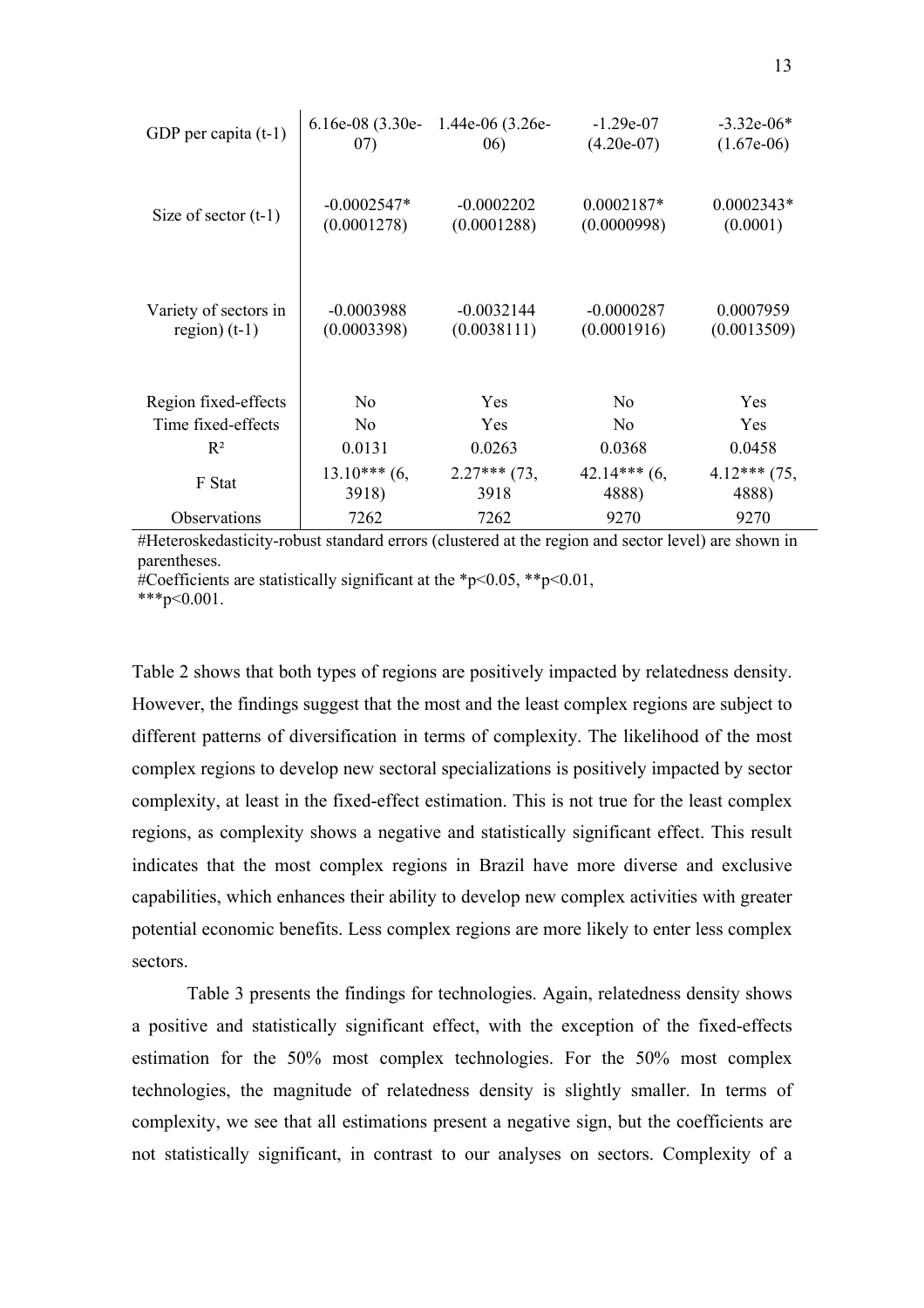| | | | | |
|---|---|---|---|---|
| GDP per capita (t-1) | 6.16e-08 (3.30e-07) | 1.44e-06 (3.26e-06) | -1.29e-07 (4.20e-07) | -3.32e-06* (1.67e-06) |
| Size of sector (t-1) | -0.0002547* (0.0001278) | -0.0002202 (0.0001288) | 0.0002187* (0.0000998) | 0.0002343* (0.0001) |
| Variety of sectors in region) (t-1) | -0.0003988 (0.0003398) | -0.0032144 (0.0038111) | -0.0000287 (0.0001916) | 0.0007959 (0.0013509) |
| Region fixed-effects | No | Yes | No | Yes |
| Time fixed-effects | No | Yes | No | Yes |
| $R^2$ | 0.0131 | 0.0263 | 0.0368 | 0.0458 |
| F Stat | 13.10*** (6, 3918) | 2.27*** (73, 3918 | 42.14*** (6, 4888) | 4.12*** (75, 4888) |
| Observations | 7262 | 7262 | 9270 | 9270 |

#Heteroskedasticity-robust standard errors (clustered at the region and sector level) are shown in parentheses.
#Coefficients are statistically significant at the *p<0.05, **p<0.01, ***p<0.001.

Table 2 shows that both types of regions are positively impacted by relatedness density. However, the findings suggest that the most and the least complex regions are subject to different patterns of diversification in terms of complexity. The likelihood of the most complex regions to develop new sectoral specializations is positively impacted by sector complexity, at least in the fixed-effect estimation. This is not true for the least complex regions, as complexity shows a negative and statistically significant effect. This result indicates that the most complex regions in Brazil have more diverse and exclusive capabilities, which enhances their ability to develop new complex activities with greater potential economic benefits. Less complex regions are more likely to enter less complex sectors.

Table 3 presents the findings for technologies. Again, relatedness density shows a positive and statistically significant effect, with the exception of the fixed-effects estimation for the 50% most complex technologies. For the 50% most complex technologies, the magnitude of relatedness density is slightly smaller. In terms of complexity, we see that all estimations present a negative sign, but the coefficients are not statistically significant, in contrast to our analyses on sectors. Complexity of a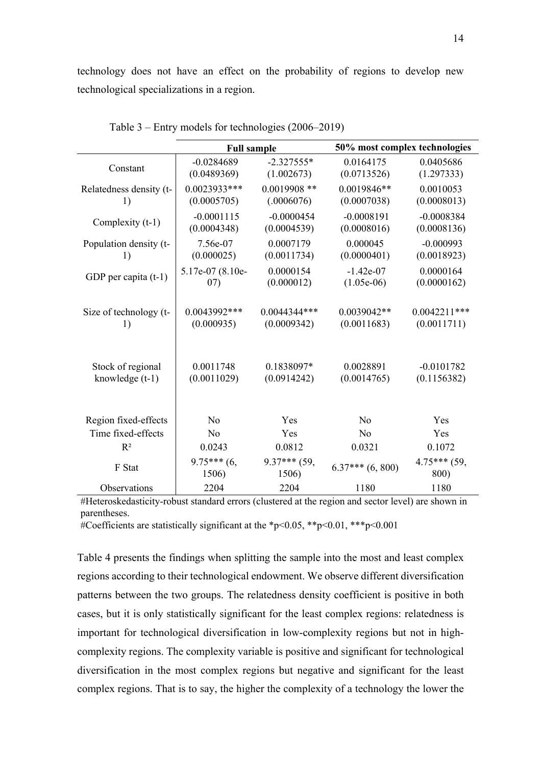technology does not have an effect on the probability of regions to develop new technological specializations in a region.

Table 3 – Entry models for technologies (2006–2019)

| | Full sample | | 50% most complex technologies | |
|---|---|---|---|---|
| Constant | -0.0284689<br>(0.0489369) | -2.327555*<br>(1.002673) | 0.0164175<br>(0.0713526) | 0.0405686<br>(1.297333) |
| Relatedness density (t-1) | 0.0023933***<br>(0.0005705) | 0.0019908 **<br>(.0006076) | 0.0019846**<br>(0.0007038) | 0.0010053<br>(0.0008013) |
| Complexity (t-1) | -0.0001115<br>(0.0004348) | -0.0000454<br>(0.0004539) | -0.0008191<br>(0.0008016) | -0.0008384<br>(0.0008136) |
| Population density (t-1) | 7.56e-07<br>(0.000025) | 0.0007179<br>(0.0011734) | 0.000045<br>(0.0000401) | -0.000993<br>(0.0018923) |
| GDP per capita (t-1) | 5.17e-07 (8.10e-07) | 0.0000154<br>(0.000012) | -1.42e-07<br>(1.05e-06) | 0.0000164<br>(0.0000162) |
| Size of technology (t-1) | 0.0043992***<br>(0.000935) | 0.0044344***<br>(0.0009342) | 0.0039042**<br>(0.0011683) | 0.0042211***<br>(0.0011711) |
| Stock of regional knowledge (t-1) | 0.0011748<br>(0.0011029) | 0.1838097*<br>(0.0914242) | 0.0028891<br>(0.0014765) | -0.0101782<br>(0.1156382) |
| Region fixed-effects | No | Yes | No | Yes |
| Time fixed-effects | No | Yes | No | Yes |
| $R^2$ | 0.0243 | 0.0812 | 0.0321 | 0.1072 |
| F Stat | 9.75*** (6, 1506) | 9.37*** (59, 1506) | 6.37*** (6, 800) | 4.75*** (59, 800) |
| Observations | 2204 | 2204 | 1180 | 1180 |

#Heteroskedasticity-robust standard errors (clustered at the region and sector level) are shown in parentheses.

#Coefficients are statistically significant at the *p<0.05, **p<0.01, ***p<0.001

Table 4 presents the findings when splitting the sample into the most and least complex regions according to their technological endowment. We observe different diversification patterns between the two groups. The relatedness density coefficient is positive in both cases, but it is only statistically significant for the least complex regions: relatedness is important for technological diversification in low-complexity regions but not in high-complexity regions. The complexity variable is positive and significant for technological diversification in the most complex regions but negative and significant for the least complex regions. That is to say, the higher the complexity of a technology the lower the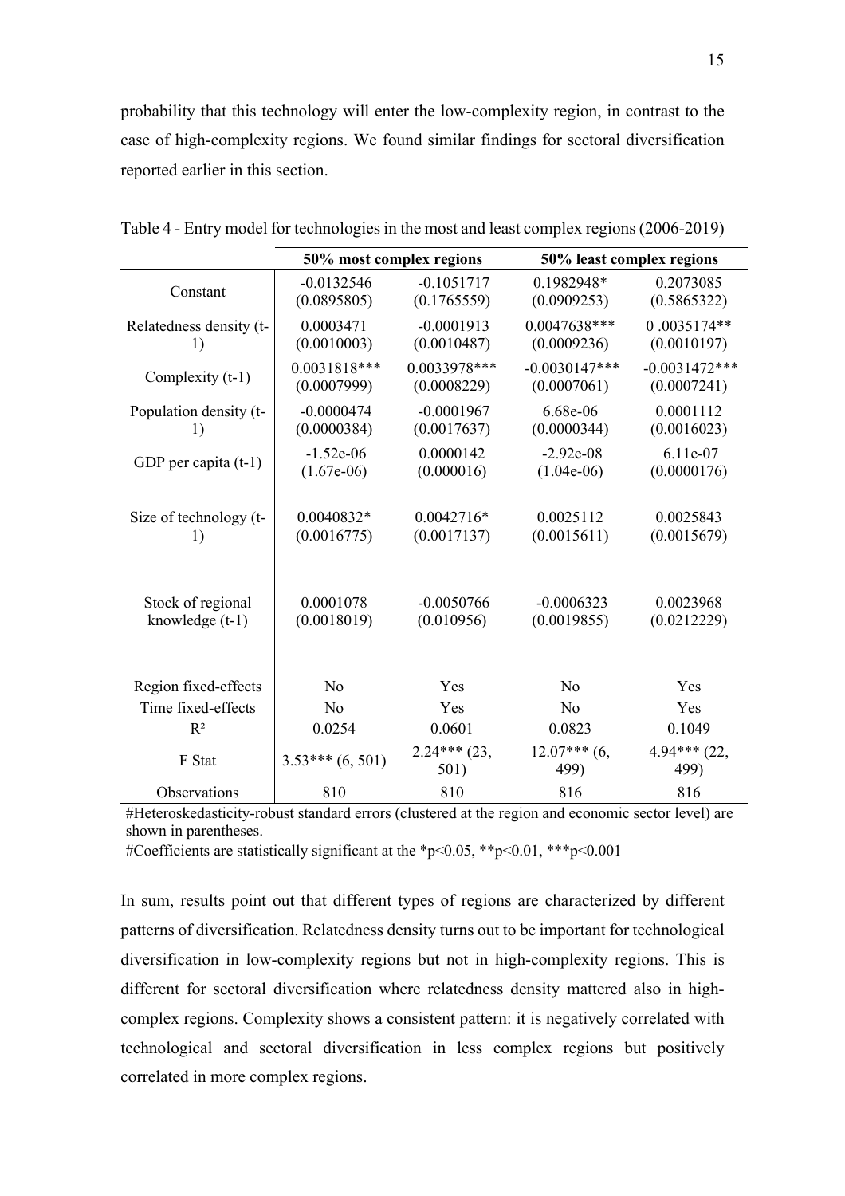probability that this technology will enter the low-complexity region, in contrast to the case of high-complexity regions. We found similar findings for sectoral diversification reported earlier in this section.

Table 4 - Entry model for technologies in the most and least complex regions (2006-2019)

| | 50% most complex regions | | 50% least complex regions | |
|---|---|---|---|---|
| Constant | -0.0132546<br>(0.0895805) | -0.1051717<br>(0.1765559) | 0.1982948*<br>(0.0909253) | 0.2073085<br>(0.5865322) |
| Relatedness density (t-1) | 0.0003471<br>(0.0010003) | -0.0001913<br>(0.0010487) | 0.0047638***<br>(0.0009236) | 0 .0035174**<br>(0.0010197) |
| Complexity (t-1) | 0.0031818***<br>(0.0007999) | 0.0033978***<br>(0.0008229) | -0.0030147***<br>(0.0007061) | -0.0031472***<br>(0.0007241) |
| Population density (t-1) | -0.0000474<br>(0.0000384) | -0.0001967<br>(0.0017637) | 6.68e-06<br>(0.0000344) | 0.0001112<br>(0.0016023) |
| GDP per capita (t-1) | -1.52e-06<br>(1.67e-06) | 0.0000142<br>(0.000016) | -2.92e-08<br>(1.04e-06) | 6.11e-07<br>(0.0000176) |
| Size of technology (t-1) | 0.0040832*<br>(0.0016775) | 0.0042716*<br>(0.0017137) | 0.0025112<br>(0.0015611) | 0.0025843<br>(0.0015679) |
| Stock of regional knowledge (t-1) | 0.0001078<br>(0.0018019) | -0.0050766<br>(0.010956) | -0.0006323<br>(0.0019855) | 0.0023968<br>(0.0212229) |
| Region fixed-effects | No | Yes | No | Yes |
| Time fixed-effects | No | Yes | No | Yes |
| $R^2$ | 0.0254 | 0.0601 | 0.0823 | 0.1049 |
| F Stat | 3.53*** (6, 501) | 2.24*** (23, 501) | 12.07*** (6, 499) | 4.94*** (22, 499) |
| Observations | 810 | 810 | 816 | 816 |

#Heteroskedasticity-robust standard errors (clustered at the region and economic sector level) are shown in parentheses.

#Coefficients are statistically significant at the *p<0.05, **p<0.01, ***p<0.001

In sum, results point out that different types of regions are characterized by different patterns of diversification. Relatedness density turns out to be important for technological diversification in low-complexity regions but not in high-complexity regions. This is different for sectoral diversification where relatedness density mattered also in high-complex regions. Complexity shows a consistent pattern: it is negatively correlated with technological and sectoral diversification in less complex regions but positively correlated in more complex regions.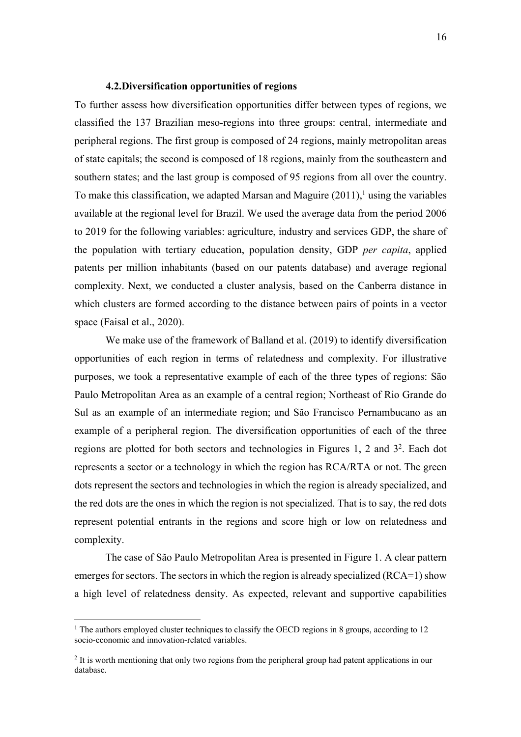### 4.2. Diversification opportunities of regions

To further assess how diversification opportunities differ between types of regions, we classified the 137 Brazilian meso-regions into three groups: central, intermediate and peripheral regions. The first group is composed of 24 regions, mainly metropolitan areas of state capitals; the second is composed of 18 regions, mainly from the southeastern and southern states; and the last group is composed of 95 regions from all over the country. To make this classification, we adapted Marsan and Maguire (2011),[1] using the variables available at the regional level for Brazil. We used the average data from the period 2006 to 2019 for the following variables: agriculture, industry and services GDP, the share of the population with tertiary education, population density, GDP *per capita*, applied patents per million inhabitants (based on our patents database) and average regional complexity. Next, we conducted a cluster analysis, based on the Canberra distance in which clusters are formed according to the distance between pairs of points in a vector space (Faisal et al., 2020).

We make use of the framework of Balland et al. (2019) to identify diversification opportunities of each region in terms of relatedness and complexity. For illustrative purposes, we took a representative example of each of the three types of regions: São Paulo Metropolitan Area as an example of a central region; Northeast of Rio Grande do Sul as an example of an intermediate region; and São Francisco Pernambucano as an example of a peripheral region. The diversification opportunities of each of the three regions are plotted for both sectors and technologies in Figures 1, 2 and 3[2]. Each dot represents a sector or a technology in which the region has RCA/RTA or not. The green dots represent the sectors and technologies in which the region is already specialized, and the red dots are the ones in which the region is not specialized. That is to say, the red dots represent potential entrants in the regions and score high or low on relatedness and complexity.

The case of São Paulo Metropolitan Area is presented in Figure 1. A clear pattern emerges for sectors. The sectors in which the region is already specialized (RCA=1) show a high level of relatedness density. As expected, relevant and supportive capabilities

[1] The authors employed cluster techniques to classify the OECD regions in 8 groups, according to 12 socio-economic and innovation-related variables.

[2] It is worth mentioning that only two regions from the peripheral group had patent applications in our database.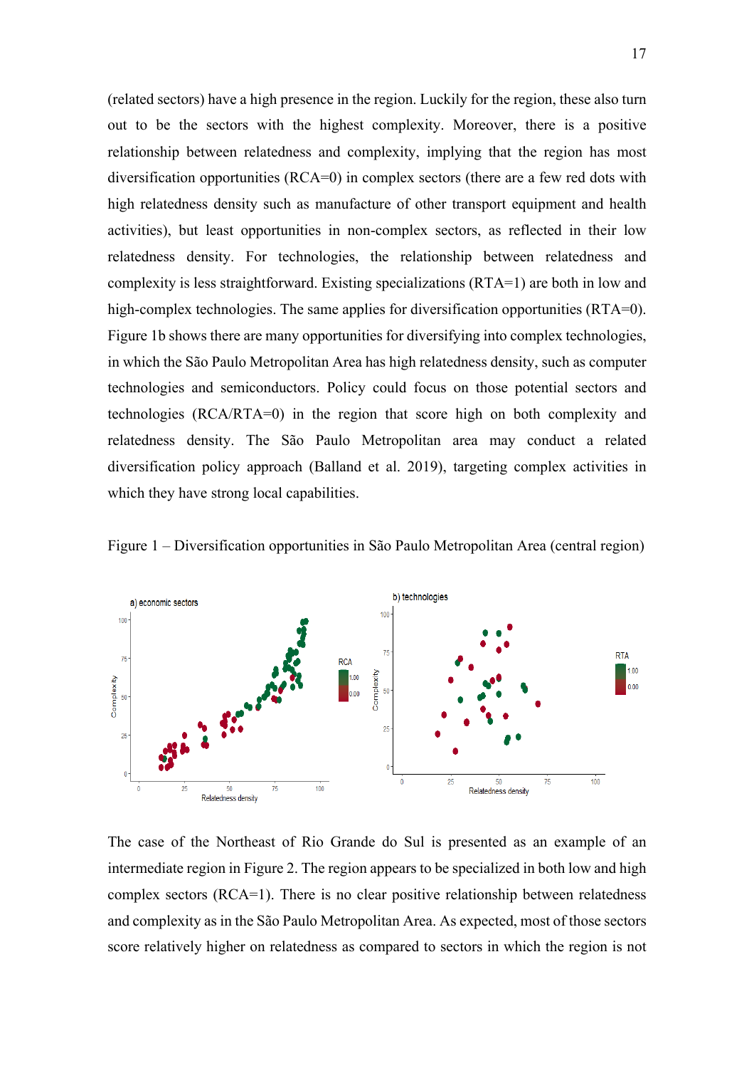(related sectors) have a high presence in the region. Luckily for the region, these also turn out to be the sectors with the highest complexity. Moreover, there is a positive relationship between relatedness and complexity, implying that the region has most diversification opportunities (RCA=0) in complex sectors (there are a few red dots with high relatedness density such as manufacture of other transport equipment and health activities), but least opportunities in non-complex sectors, as reflected in their low relatedness density. For technologies, the relationship between relatedness and complexity is less straightforward. Existing specializations (RTA=1) are both in low and high-complex technologies. The same applies for diversification opportunities (RTA=0). Figure 1b shows there are many opportunities for diversifying into complex technologies, in which the São Paulo Metropolitan Area has high relatedness density, such as computer technologies and semiconductors. Policy could focus on those potential sectors and technologies (RCA/RTA=0) in the region that score high on both complexity and relatedness density. The São Paulo Metropolitan area may conduct a related diversification policy approach (Balland et al. 2019), targeting complex activities in which they have strong local capabilities.

Figure 1 – Diversification opportunities in São Paulo Metropolitan Area (central region)

The case of the Northeast of Rio Grande do Sul is presented as an example of an intermediate region in Figure 2. The region appears to be specialized in both low and high complex sectors (RCA=1). There is no clear positive relationship between relatedness and complexity as in the São Paulo Metropolitan Area. As expected, most of those sectors score relatively higher on relatedness as compared to sectors in which the region is not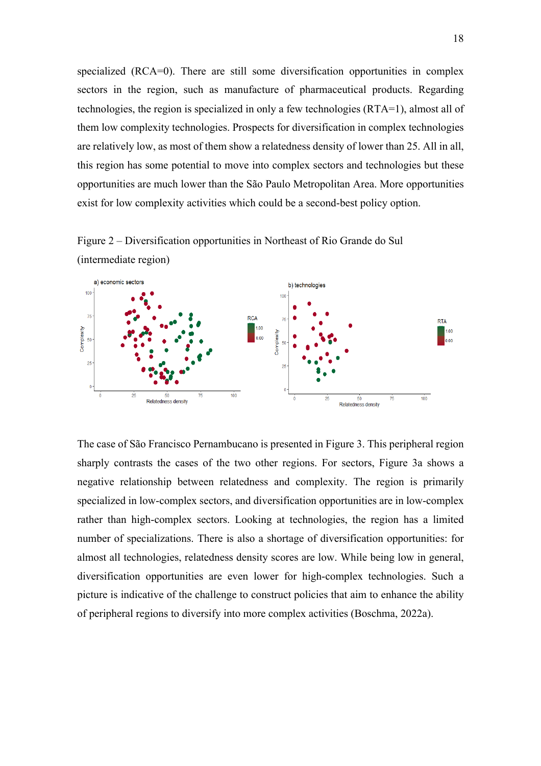specialized (RCA=0). There are still some diversification opportunities in complex sectors in the region, such as manufacture of pharmaceutical products. Regarding technologies, the region is specialized in only a few technologies (RTA=1), almost all of them low complexity technologies. Prospects for diversification in complex technologies are relatively low, as most of them show a relatedness density of lower than 25. All in all, this region has some potential to move into complex sectors and technologies but these opportunities are much lower than the São Paulo Metropolitan Area. More opportunities exist for low complexity activities which could be a second-best policy option.

Figure 2 – Diversification opportunities in Northeast of Rio Grande do Sul (intermediate region)

The case of São Francisco Pernambucano is presented in Figure 3. This peripheral region sharply contrasts the cases of the two other regions. For sectors, Figure 3a shows a negative relationship between relatedness and complexity. The region is primarily specialized in low-complex sectors, and diversification opportunities are in low-complex rather than high-complex sectors. Looking at technologies, the region has a limited number of specializations. There is also a shortage of diversification opportunities: for almost all technologies, relatedness density scores are low. While being low in general, diversification opportunities are even lower for high-complex technologies. Such a picture is indicative of the challenge to construct policies that aim to enhance the ability of peripheral regions to diversify into more complex activities (Boschma, 2022a).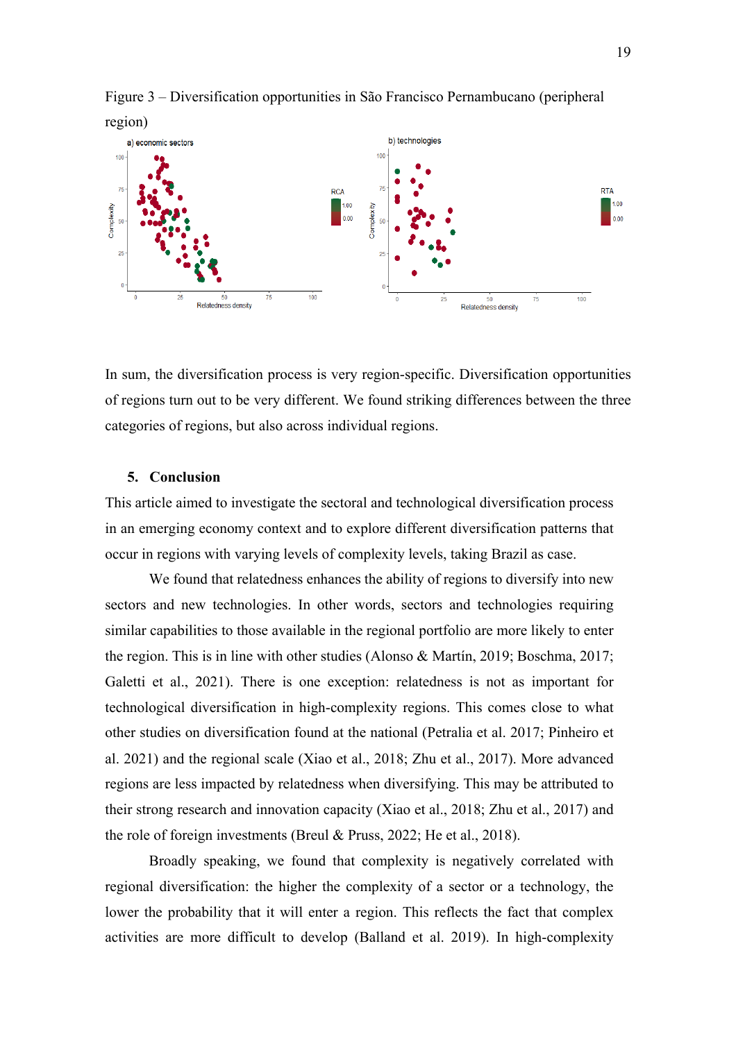Figure 3 – Diversification opportunities in São Francisco Pernambucano (peripheral region)

In sum, the diversification process is very region-specific. Diversification opportunities of regions turn out to be very different. We found striking differences between the three categories of regions, but also across individual regions.

## 5. Conclusion

This article aimed to investigate the sectoral and technological diversification process in an emerging economy context and to explore different diversification patterns that occur in regions with varying levels of complexity levels, taking Brazil as case.

We found that relatedness enhances the ability of regions to diversify into new sectors and new technologies. In other words, sectors and technologies requiring similar capabilities to those available in the regional portfolio are more likely to enter the region. This is in line with other studies (Alonso & Martín, 2019; Boschma, 2017; Galetti et al., 2021). There is one exception: relatedness is not as important for technological diversification in high-complexity regions. This comes close to what other studies on diversification found at the national (Petralia et al. 2017; Pinheiro et al. 2021) and the regional scale (Xiao et al., 2018; Zhu et al., 2017). More advanced regions are less impacted by relatedness when diversifying. This may be attributed to their strong research and innovation capacity (Xiao et al., 2018; Zhu et al., 2017) and the role of foreign investments (Breul & Pruss, 2022; He et al., 2018).

Broadly speaking, we found that complexity is negatively correlated with regional diversification: the higher the complexity of a sector or a technology, the lower the probability that it will enter a region. This reflects the fact that complex activities are more difficult to develop (Balland et al. 2019). In high-complexity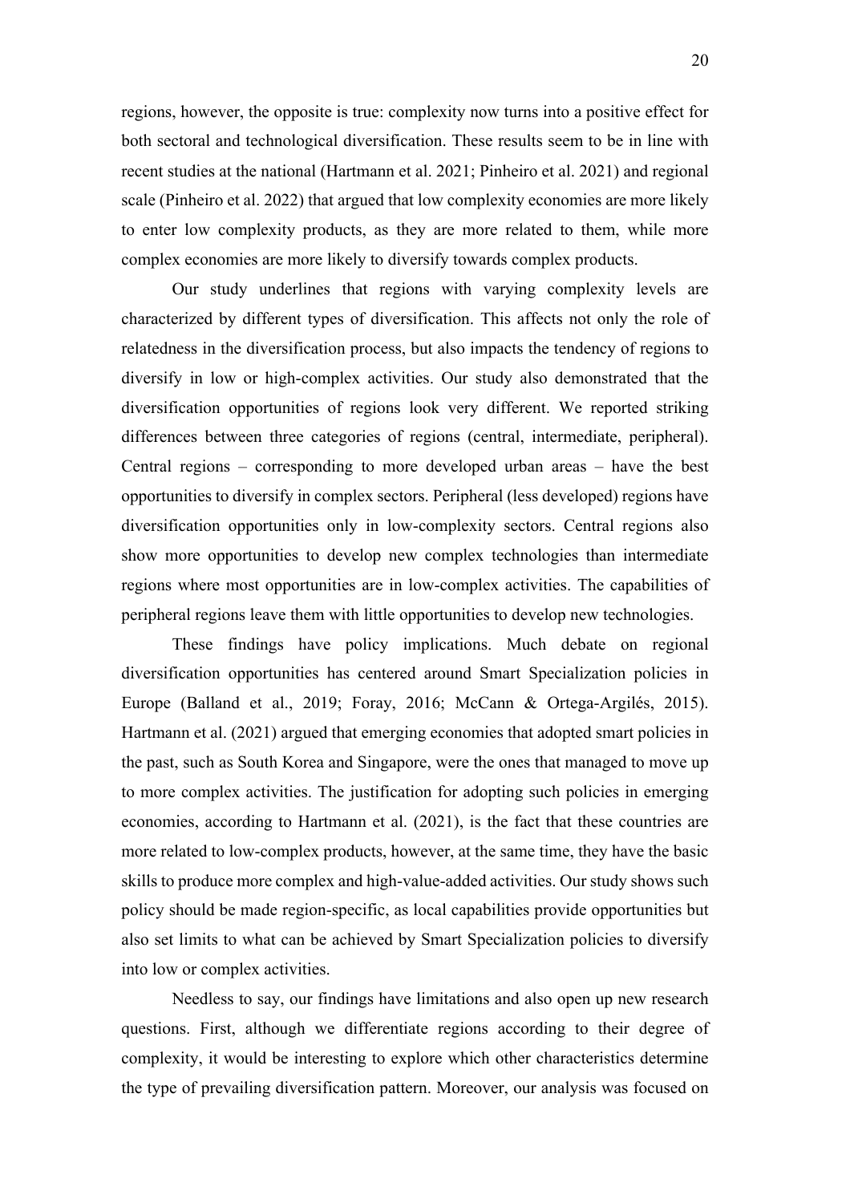regions, however, the opposite is true: complexity now turns into a positive effect for both sectoral and technological diversification. These results seem to be in line with recent studies at the national (Hartmann et al. 2021; Pinheiro et al. 2021) and regional scale (Pinheiro et al. 2022) that argued that low complexity economies are more likely to enter low complexity products, as they are more related to them, while more complex economies are more likely to diversify towards complex products.

Our study underlines that regions with varying complexity levels are characterized by different types of diversification. This affects not only the role of relatedness in the diversification process, but also impacts the tendency of regions to diversify in low or high-complex activities. Our study also demonstrated that the diversification opportunities of regions look very different. We reported striking differences between three categories of regions (central, intermediate, peripheral). Central regions – corresponding to more developed urban areas – have the best opportunities to diversify in complex sectors. Peripheral (less developed) regions have diversification opportunities only in low-complexity sectors. Central regions also show more opportunities to develop new complex technologies than intermediate regions where most opportunities are in low-complex activities. The capabilities of peripheral regions leave them with little opportunities to develop new technologies.

These findings have policy implications. Much debate on regional diversification opportunities has centered around Smart Specialization policies in Europe (Balland et al., 2019; Foray, 2016; McCann & Ortega-Argilés, 2015). Hartmann et al. (2021) argued that emerging economies that adopted smart policies in the past, such as South Korea and Singapore, were the ones that managed to move up to more complex activities. The justification for adopting such policies in emerging economies, according to Hartmann et al. (2021), is the fact that these countries are more related to low-complex products, however, at the same time, they have the basic skills to produce more complex and high-value-added activities. Our study shows such policy should be made region-specific, as local capabilities provide opportunities but also set limits to what can be achieved by Smart Specialization policies to diversify into low or complex activities.

Needless to say, our findings have limitations and also open up new research questions. First, although we differentiate regions according to their degree of complexity, it would be interesting to explore which other characteristics determine the type of prevailing diversification pattern. Moreover, our analysis was focused on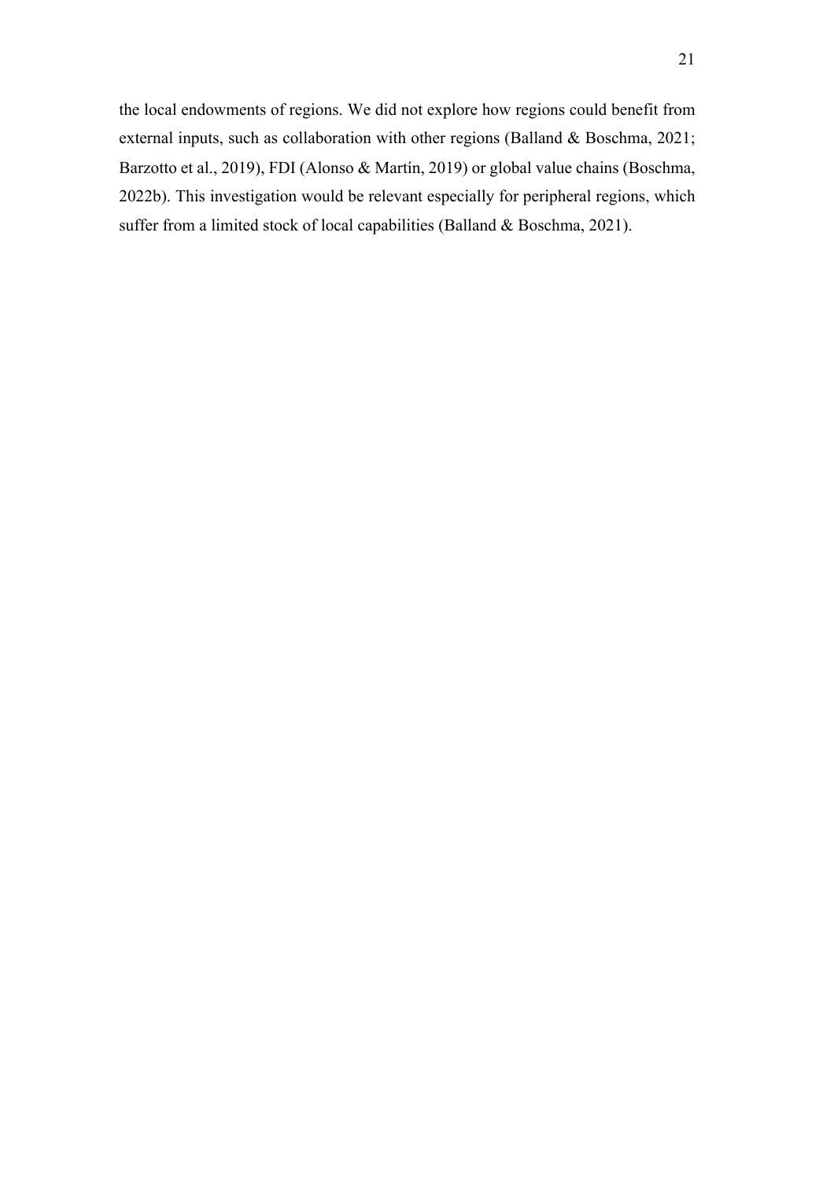the local endowments of regions. We did not explore how regions could benefit from external inputs, such as collaboration with other regions (Balland & Boschma, 2021; Barzotto et al., 2019), FDI (Alonso & Martín, 2019) or global value chains (Boschma, 2022b). This investigation would be relevant especially for peripheral regions, which suffer from a limited stock of local capabilities (Balland & Boschma, 2021).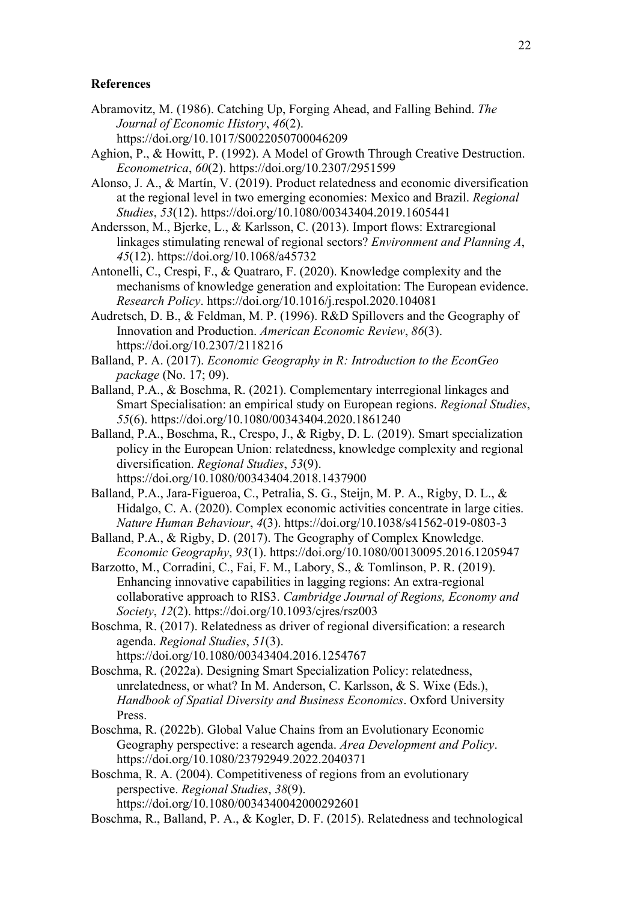## References

Abramovitz, M. (1986). Catching Up, Forging Ahead, and Falling Behind. *The Journal of Economic History*, *46*(2). https://doi.org/10.1017/S0022050700046209

Aghion, P., & Howitt, P. (1992). A Model of Growth Through Creative Destruction. *Econometrica*, *60*(2). https://doi.org/10.2307/2951599

Alonso, J. A., & Martín, V. (2019). Product relatedness and economic diversification at the regional level in two emerging economies: Mexico and Brazil. *Regional Studies*, *53*(12). https://doi.org/10.1080/00343404.2019.1605441

Andersson, M., Bjerke, L., & Karlsson, C. (2013). Import flows: Extraregional linkages stimulating renewal of regional sectors? *Environment and Planning A*, *45*(12). https://doi.org/10.1068/a45732

Antonelli, C., Crespi, F., & Quatraro, F. (2020). Knowledge complexity and the mechanisms of knowledge generation and exploitation: The European evidence. *Research Policy*. https://doi.org/10.1016/j.respol.2020.104081

Audretsch, D. B., & Feldman, M. P. (1996). R&D Spillovers and the Geography of Innovation and Production. *American Economic Review*, *86*(3). https://doi.org/10.2307/2118216

Balland, P. A. (2017). *Economic Geography in R: Introduction to the EconGeo package* (No. 17; 09).

Balland, P.A., & Boschma, R. (2021). Complementary interregional linkages and Smart Specialisation: an empirical study on European regions. *Regional Studies*, *55*(6). https://doi.org/10.1080/00343404.2020.1861240

Balland, P.A., Boschma, R., Crespo, J., & Rigby, D. L. (2019). Smart specialization policy in the European Union: relatedness, knowledge complexity and regional diversification. *Regional Studies*, *53*(9). https://doi.org/10.1080/00343404.2018.1437900

Balland, P.A., Jara-Figueroa, C., Petralia, S. G., Steijn, M. P. A., Rigby, D. L., & Hidalgo, C. A. (2020). Complex economic activities concentrate in large cities. *Nature Human Behaviour*, *4*(3). https://doi.org/10.1038/s41562-019-0803-3

Balland, P.A., & Rigby, D. (2017). The Geography of Complex Knowledge. *Economic Geography*, *93*(1). https://doi.org/10.1080/00130095.2016.1205947

Barzotto, M., Corradini, C., Fai, F. M., Labory, S., & Tomlinson, P. R. (2019). Enhancing innovative capabilities in lagging regions: An extra-regional collaborative approach to RIS3. *Cambridge Journal of Regions, Economy and Society*, *12*(2). https://doi.org/10.1093/cjres/rsz003

Boschma, R. (2017). Relatedness as driver of regional diversification: a research agenda. *Regional Studies*, *51*(3). https://doi.org/10.1080/00343404.2016.1254767

Boschma, R. (2022a). Designing Smart Specialization Policy: relatedness, unrelatedness, or what? In M. Anderson, C. Karlsson, & S. Wixe (Eds.), *Handbook of Spatial Diversity and Business Economics*. Oxford University Press.

Boschma, R. (2022b). Global Value Chains from an Evolutionary Economic Geography perspective: a research agenda. *Area Development and Policy*. https://doi.org/10.1080/23792949.2022.2040371

Boschma, R. A. (2004). Competitiveness of regions from an evolutionary perspective. *Regional Studies*, *38*(9). https://doi.org/10.1080/0034340042000292601

Boschma, R., Balland, P. A., & Kogler, D. F. (2015). Relatedness and technological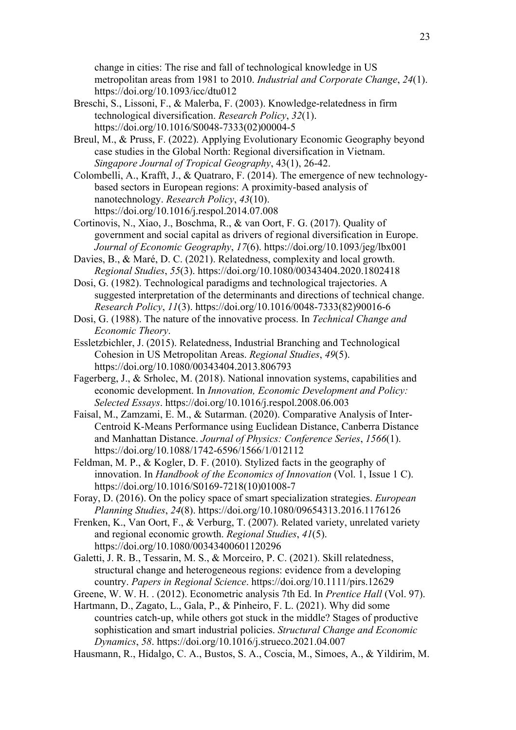change in cities: The rise and fall of technological knowledge in US metropolitan areas from 1981 to 2010. *Industrial and Corporate Change*, *24*(1). https://doi.org/10.1093/icc/dtu012

Breschi, S., Lissoni, F., & Malerba, F. (2003). Knowledge-relatedness in firm technological diversification. *Research Policy*, *32*(1). https://doi.org/10.1016/S0048-7333(02)00004-5

Breul, M., & Pruss, F. (2022). Applying Evolutionary Economic Geography beyond case studies in the Global North: Regional diversification in Vietnam. *Singapore Journal of Tropical Geography*, 43(1), 26-42.

Colombelli, A., Krafft, J., & Quatraro, F. (2014). The emergence of new technology-based sectors in European regions: A proximity-based analysis of nanotechnology. *Research Policy*, *43*(10). https://doi.org/10.1016/j.respol.2014.07.008

Cortinovis, N., Xiao, J., Boschma, R., & van Oort, F. G. (2017). Quality of government and social capital as drivers of regional diversification in Europe. *Journal of Economic Geography*, *17*(6). https://doi.org/10.1093/jeg/lbx001

Davies, B., & Maré, D. C. (2021). Relatedness, complexity and local growth. *Regional Studies*, *55*(3). https://doi.org/10.1080/00343404.2020.1802418

Dosi, G. (1982). Technological paradigms and technological trajectories. A suggested interpretation of the determinants and directions of technical change. *Research Policy*, *11*(3). https://doi.org/10.1016/0048-7333(82)90016-6

Dosi, G. (1988). The nature of the innovative process. In *Technical Change and Economic Theory*.

Essletzbichler, J. (2015). Relatedness, Industrial Branching and Technological Cohesion in US Metropolitan Areas. *Regional Studies*, *49*(5). https://doi.org/10.1080/00343404.2013.806793

Fagerberg, J., & Srholec, M. (2018). National innovation systems, capabilities and economic development. In *Innovation, Economic Development and Policy: Selected Essays*. https://doi.org/10.1016/j.respol.2008.06.003

Faisal, M., Zamzami, E. M., & Sutarman. (2020). Comparative Analysis of Inter-Centroid K-Means Performance using Euclidean Distance, Canberra Distance and Manhattan Distance. *Journal of Physics: Conference Series*, *1566*(1). https://doi.org/10.1088/1742-6596/1566/1/012112

Feldman, M. P., & Kogler, D. F. (2010). Stylized facts in the geography of innovation. In *Handbook of the Economics of Innovation* (Vol. 1, Issue 1 C). https://doi.org/10.1016/S0169-7218(10)01008-7

Foray, D. (2016). On the policy space of smart specialization strategies. *European Planning Studies*, *24*(8). https://doi.org/10.1080/09654313.2016.1176126

Frenken, K., Van Oort, F., & Verburg, T. (2007). Related variety, unrelated variety and regional economic growth. *Regional Studies*, *41*(5). https://doi.org/10.1080/00343400601120296

Galetti, J. R. B., Tessarin, M. S., & Morceiro, P. C. (2021). Skill relatedness, structural change and heterogeneous regions: evidence from a developing country. *Papers in Regional Science*. https://doi.org/10.1111/pirs.12629

Greene, W. W. H. . (2012). Econometric analysis 7th Ed. In *Prentice Hall* (Vol. 97).

Hartmann, D., Zagato, L., Gala, P., & Pinheiro, F. L. (2021). Why did some countries catch-up, while others got stuck in the middle? Stages of productive sophistication and smart industrial policies. *Structural Change and Economic Dynamics*, *58*. https://doi.org/10.1016/j.strueco.2021.04.007

Hausmann, R., Hidalgo, C. A., Bustos, S. A., Coscia, M., Simoes, A., & Yildirim, M.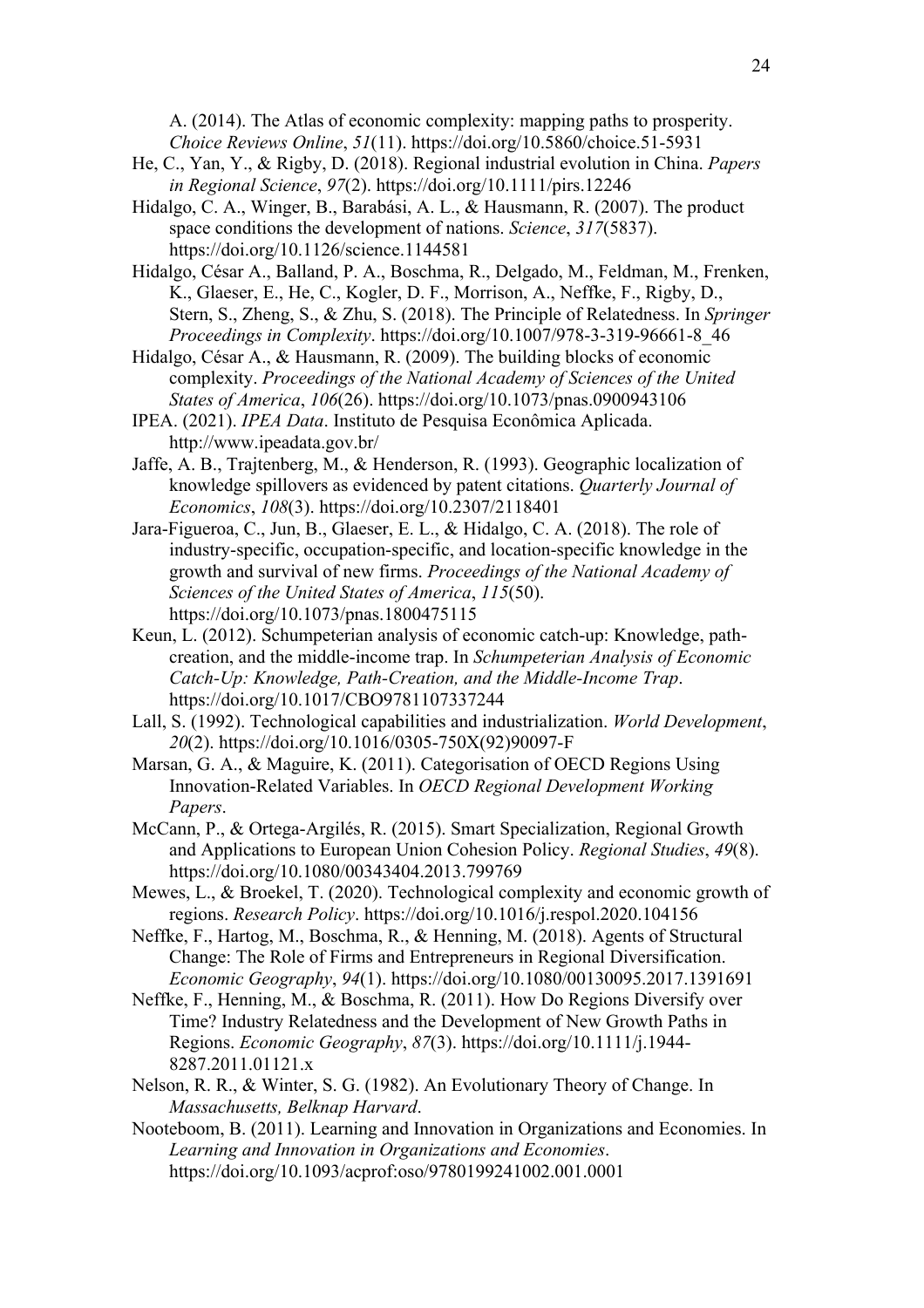A. (2014). The Atlas of economic complexity: mapping paths to prosperity. *Choice Reviews Online*, *51*(11). https://doi.org/10.5860/choice.51-5931

He, C., Yan, Y., & Rigby, D. (2018). Regional industrial evolution in China. *Papers in Regional Science*, *97*(2). https://doi.org/10.1111/pirs.12246

Hidalgo, C. A., Winger, B., Barabási, A. L., & Hausmann, R. (2007). The product space conditions the development of nations. *Science*, *317*(5837). https://doi.org/10.1126/science.1144581

Hidalgo, César A., Balland, P. A., Boschma, R., Delgado, M., Feldman, M., Frenken, K., Glaeser, E., He, C., Kogler, D. F., Morrison, A., Neffke, F., Rigby, D., Stern, S., Zheng, S., & Zhu, S. (2018). The Principle of Relatedness. In *Springer Proceedings in Complexity*. https://doi.org/10.1007/978-3-319-96661-8_46

Hidalgo, César A., & Hausmann, R. (2009). The building blocks of economic complexity. *Proceedings of the National Academy of Sciences of the United States of America*, *106*(26). https://doi.org/10.1073/pnas.0900943106

IPEA. (2021). *IPEA Data*. Instituto de Pesquisa Econômica Aplicada. http://www.ipeadata.gov.br/

Jaffe, A. B., Trajtenberg, M., & Henderson, R. (1993). Geographic localization of knowledge spillovers as evidenced by patent citations. *Quarterly Journal of Economics*, *108*(3). https://doi.org/10.2307/2118401

Jara-Figueroa, C., Jun, B., Glaeser, E. L., & Hidalgo, C. A. (2018). The role of industry-specific, occupation-specific, and location-specific knowledge in the growth and survival of new firms. *Proceedings of the National Academy of Sciences of the United States of America*, *115*(50). https://doi.org/10.1073/pnas.1800475115

Keun, L. (2012). Schumpeterian analysis of economic catch-up: Knowledge, path-creation, and the middle-income trap. In *Schumpeterian Analysis of Economic Catch-Up: Knowledge, Path-Creation, and the Middle-Income Trap*. https://doi.org/10.1017/CBO9781107337244

Lall, S. (1992). Technological capabilities and industrialization. *World Development*, *20*(2). https://doi.org/10.1016/0305-750X(92)90097-F

Marsan, G. A., & Maguire, K. (2011). Categorisation of OECD Regions Using Innovation-Related Variables. In *OECD Regional Development Working Papers*.

McCann, P., & Ortega-Argilés, R. (2015). Smart Specialization, Regional Growth and Applications to European Union Cohesion Policy. *Regional Studies*, *49*(8). https://doi.org/10.1080/00343404.2013.799769

Mewes, L., & Broekel, T. (2020). Technological complexity and economic growth of regions. *Research Policy*. https://doi.org/10.1016/j.respol.2020.104156

Neffke, F., Hartog, M., Boschma, R., & Henning, M. (2018). Agents of Structural Change: The Role of Firms and Entrepreneurs in Regional Diversification. *Economic Geography*, *94*(1). https://doi.org/10.1080/00130095.2017.1391691

Neffke, F., Henning, M., & Boschma, R. (2011). How Do Regions Diversify over Time? Industry Relatedness and the Development of New Growth Paths in Regions. *Economic Geography*, *87*(3). https://doi.org/10.1111/j.1944-8287.2011.01121.x

Nelson, R. R., & Winter, S. G. (1982). An Evolutionary Theory of Change. In *Massachusetts, Belknap Harvard*.

Nooteboom, B. (2011). Learning and Innovation in Organizations and Economies. In *Learning and Innovation in Organizations and Economies*. https://doi.org/10.1093/acprof:oso/9780199241002.001.0001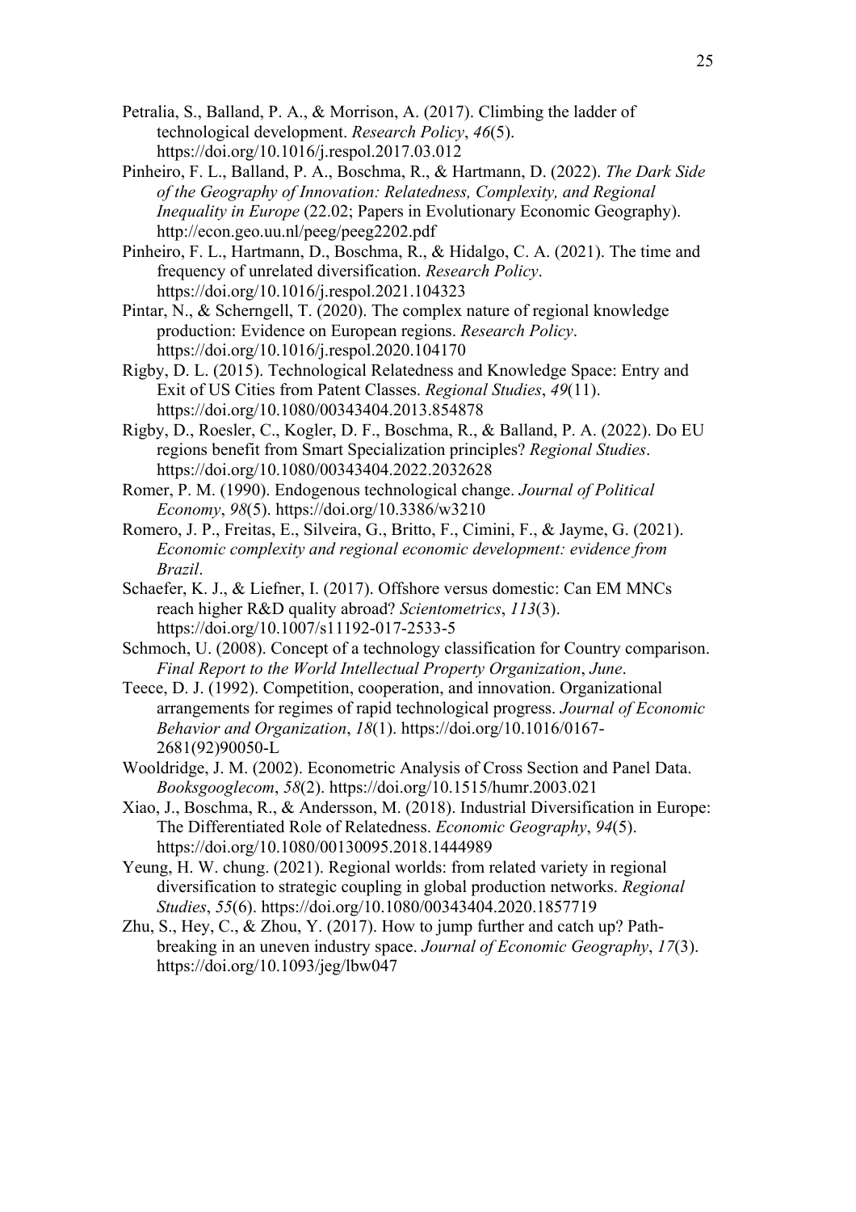Petralia, S., Balland, P. A., & Morrison, A. (2017). Climbing the ladder of technological development. *Research Policy*, *46*(5). https://doi.org/10.1016/j.respol.2017.03.012

Pinheiro, F. L., Balland, P. A., Boschma, R., & Hartmann, D. (2022). *The Dark Side of the Geography of Innovation: Relatedness, Complexity, and Regional Inequality in Europe* (22.02; Papers in Evolutionary Economic Geography). http://econ.geo.uu.nl/peeg/peeg2202.pdf

Pinheiro, F. L., Hartmann, D., Boschma, R., & Hidalgo, C. A. (2021). The time and frequency of unrelated diversification. *Research Policy*. https://doi.org/10.1016/j.respol.2021.104323

Pintar, N., & Scherngell, T. (2020). The complex nature of regional knowledge production: Evidence on European regions. *Research Policy*. https://doi.org/10.1016/j.respol.2020.104170

Rigby, D. L. (2015). Technological Relatedness and Knowledge Space: Entry and Exit of US Cities from Patent Classes. *Regional Studies*, *49*(11). https://doi.org/10.1080/00343404.2013.854878

Rigby, D., Roesler, C., Kogler, D. F., Boschma, R., & Balland, P. A. (2022). Do EU regions benefit from Smart Specialization principles? *Regional Studies*. https://doi.org/10.1080/00343404.2022.2032628

Romer, P. M. (1990). Endogenous technological change. *Journal of Political Economy*, *98*(5). https://doi.org/10.3386/w3210

Romero, J. P., Freitas, E., Silveira, G., Britto, F., Cimini, F., & Jayme, G. (2021). *Economic complexity and regional economic development: evidence from Brazil*.

Schaefer, K. J., & Liefner, I. (2017). Offshore versus domestic: Can EM MNCs reach higher R&D quality abroad? *Scientometrics*, *113*(3). https://doi.org/10.1007/s11192-017-2533-5

Schmoch, U. (2008). Concept of a technology classification for Country comparison. *Final Report to the World Intellectual Property Organization*, *June*.

Teece, D. J. (1992). Competition, cooperation, and innovation. Organizational arrangements for regimes of rapid technological progress. *Journal of Economic Behavior and Organization*, *18*(1). https://doi.org/10.1016/0167-2681(92)90050-L

Wooldridge, J. M. (2002). Econometric Analysis of Cross Section and Panel Data. *Booksgooglecom*, *58*(2). https://doi.org/10.1515/humr.2003.021

Xiao, J., Boschma, R., & Andersson, M. (2018). Industrial Diversification in Europe: The Differentiated Role of Relatedness. *Economic Geography*, *94*(5). https://doi.org/10.1080/00130095.2018.1444989

Yeung, H. W. chung. (2021). Regional worlds: from related variety in regional diversification to strategic coupling in global production networks. *Regional Studies*, *55*(6). https://doi.org/10.1080/00343404.2020.1857719

Zhu, S., Hey, C., & Zhou, Y. (2017). How to jump further and catch up? Path-breaking in an uneven industry space. *Journal of Economic Geography*, *17*(3). https://doi.org/10.1093/jeg/lbw047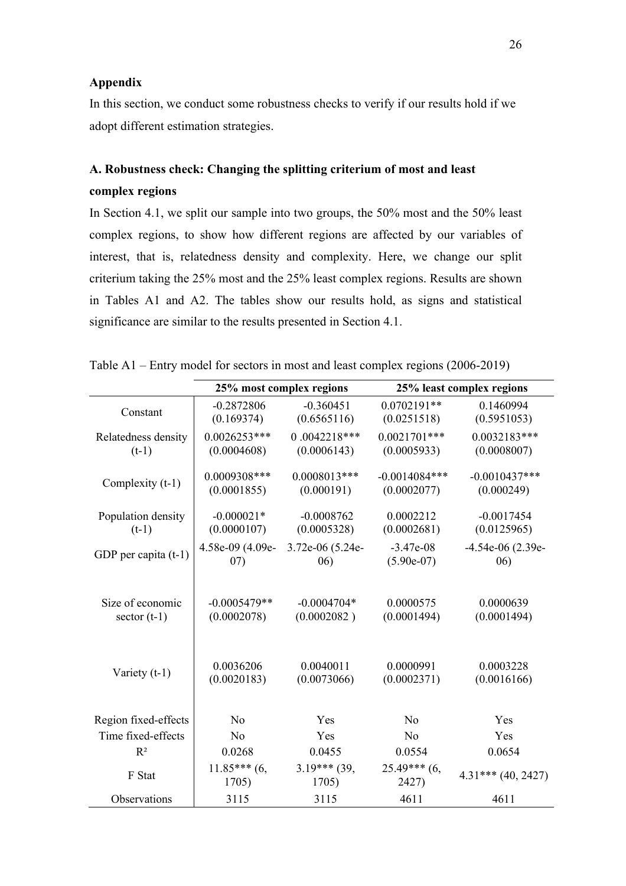## Appendix

In this section, we conduct some robustness checks to verify if our results hold if we adopt different estimation strategies.

### A. Robustness check: Changing the splitting criterium of most and least complex regions

In Section 4.1, we split our sample into two groups, the 50% most and the 50% least complex regions, to show how different regions are affected by our variables of interest, that is, relatedness density and complexity. Here, we change our split criterium taking the 25% most and the 25% least complex regions. Results are shown in Tables A1 and A2. The tables show our results hold, as signs and statistical significance are similar to the results presented in Section 4.1.

Table A1 – Entry model for sectors in most and least complex regions (2006-2019)

| | 25% most complex regions | | 25% least complex regions | |
|---|---|---|---|---|
| Constant | -0.2872806 (0.169374) | -0.360451 (0.6565116) | 0.0702191** (0.0251518) | 0.1460994 (0.5951053) |
| Relatedness density (t-1) | 0.0026253*** (0.0004608) | 0 .0042218*** (0.0006143) | 0.0021701*** (0.0005933) | 0.0032183*** (0.0008007) |
| Complexity (t-1) | 0.0009308*** (0.0001855) | 0.0008013*** (0.000191) | -0.0014084*** (0.0002077) | -0.0010437*** (0.000249) |
| Population density (t-1) | -0.000021* (0.0000107) | -0.0008762 (0.0005328) | 0.0002212 (0.0002681) | -0.0017454 (0.0125965) |
| GDP per capita (t-1) | 4.58e-09 (4.09e-07) | 3.72e-06 (5.24e-06) | -3.47e-08 (5.90e-07) | -4.54e-06 (2.39e-06) |
| Size of economic sector (t-1) | -0.0005479** (0.0002078) | -0.0004704* (0.0002082 ) | 0.0000575 (0.0001494) | 0.0000639 (0.0001494) |
| Variety (t-1) | 0.0036206 (0.0020183) | 0.0040011 (0.0073066) | 0.0000991 (0.0002371) | 0.0003228 (0.0016166) |
| Region fixed-effects | No | Yes | No | Yes |
| Time fixed-effects | No | Yes | No | Yes |
| $R^2$ | 0.0268 | 0.0455 | 0.0554 | 0.0654 |
| F Stat | 11.85*** (6, 1705) | 3.19*** (39, 1705) | 25.49*** (6, 2427) | 4.31*** (40, 2427) |
| Observations | 3115 | 3115 | 4611 | 4611 |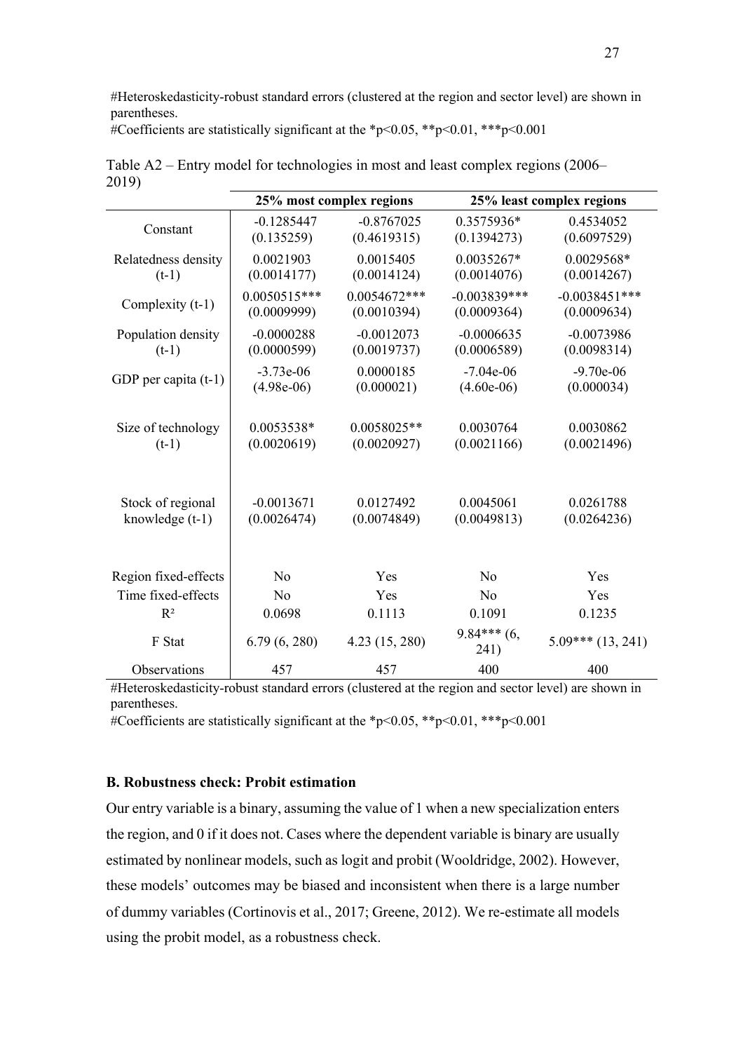#Heteroskedasticity-robust standard errors (clustered at the region and sector level) are shown in parentheses.

#Coefficients are statistically significant at the *p<0.05, **p<0.01, ***p<0.001

Table A2 – Entry model for technologies in most and least complex regions (2006–2019)

| | 25% most complex regions | | 25% least complex regions | |
|---|---|---|---|---|
| Constant | -0.1285447<br>(0.135259) | -0.8767025<br>(0.4619315) | 0.3575936*<br>(0.1394273) | 0.4534052<br>(0.6097529) |
| Relatedness density (t-1) | 0.0021903<br>(0.0014177) | 0.0015405<br>(0.0014124) | 0.0035267*<br>(0.0014076) | 0.0029568*<br>(0.0014267) |
| Complexity (t-1) | 0.0050515***<br>(0.0009999) | 0.0054672***<br>(0.0010394) | -0.003839***<br>(0.0009364) | -0.0038451***<br>(0.0009634) |
| Population density (t-1) | -0.0000288<br>(0.0000599) | -0.0012073<br>(0.0019737) | -0.0006635<br>(0.0006589) | -0.0073986<br>(0.0098314) |
| GDP per capita (t-1) | -3.73e-06<br>(4.98e-06) | 0.0000185<br>(0.000021) | -7.04e-06<br>(4.60e-06) | -9.70e-06<br>(0.000034) |
| Size of technology (t-1) | 0.0053538*<br>(0.0020619) | 0.0058025**<br>(0.0020927) | 0.0030764<br>(0.0021166) | 0.0030862<br>(0.0021496) |
| Stock of regional knowledge (t-1) | -0.0013671<br>(0.0026474) | 0.0127492<br>(0.0074849) | 0.0045061<br>(0.0049813) | 0.0261788<br>(0.0264236) |
| Region fixed-effects | No | Yes | No | Yes |
| Time fixed-effects | No | Yes | No | Yes |
| $R^2$ | 0.0698 | 0.1113 | 0.1091 | 0.1235 |
| F Stat | 6.79 (6, 280) | 4.23 (15, 280) | 9.84*** (6, 241) | 5.09*** (13, 241) |
| Observations | 457 | 457 | 400 | 400 |

#Heteroskedasticity-robust standard errors (clustered at the region and sector level) are shown in parentheses.

#Coefficients are statistically significant at the *p<0.05, **p<0.01, ***p<0.001

**B. Robustness check: Probit estimation**

Our entry variable is a binary, assuming the value of 1 when a new specialization enters the region, and 0 if it does not. Cases where the dependent variable is binary are usually estimated by nonlinear models, such as logit and probit (Wooldridge, 2002). However, these models' outcomes may be biased and inconsistent when there is a large number of dummy variables (Cortinovis et al., 2017; Greene, 2012). We re-estimate all models using the probit model, as a robustness check.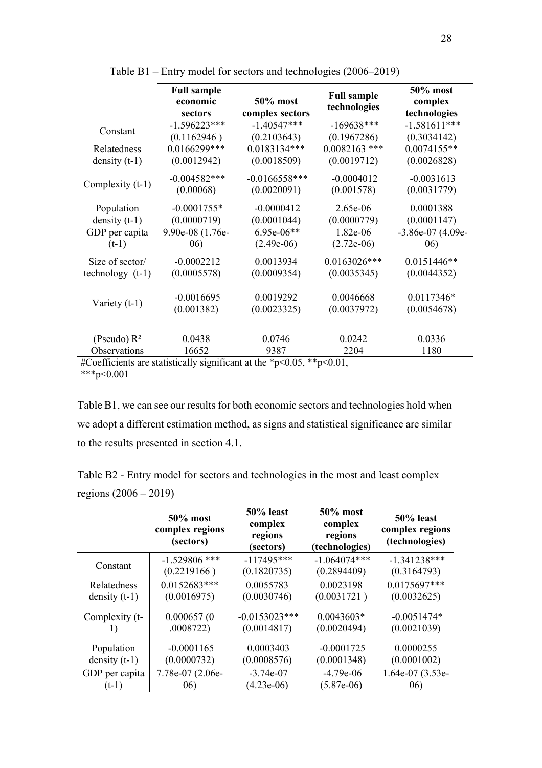Table B1 – Entry model for sectors and technologies (2006–2019)

| | Full sample economic sectors | 50% most complex sectors | Full sample technologies | 50% most complex technologies |
|---|---|---|---|---|
| Constant | -1.596223*** | -1.40547*** | -169638*** | -1.581611*** |
| | (0.1162946 ) | (0.2103643) | (0.1967286) | (0.3034142) |
| Relatedness density (t-1) | 0.0166299*** | 0.0183134*** | 0.0082163 *** | 0.0074155** |
| | (0.0012942) | (0.0018509) | (0.0019712) | (0.0026828) |
| Complexity (t-1) | -0.004582*** | -0.0166558*** | -0.0004012 | -0.0031613 |
| | (0.00068) | (0.0020091) | (0.001578) | (0.0031779) |
| Population density (t-1) | -0.0001755* | -0.0000412 | 2.65e-06 | 0.0001388 |
| | (0.0000719) | (0.0001044) | (0.0000779) | (0.0001147) |
| GDP per capita (t-1) | 9.90e-08 (1.76e-06) | 6.95e-06** | 1.82e-06 | -3.86e-07 (4.09e-06) |
| | | (2.49e-06) | (2.72e-06) | |
| Size of sector/ technology (t-1) | -0.0002212 | 0.0013934 | 0.0163026*** | 0.0151446** |
| | (0.0005578) | (0.0009354) | (0.0035345) | (0.0044352) |
| Variety (t-1) | -0.0016695 | 0.0019292 | 0.0046668 | 0.0117346* |
| | (0.001382) | (0.0023325) | (0.0037972) | (0.0054678) |
| (Pseudo) $R^2$ | 0.0438 | 0.0746 | 0.0242 | 0.0336 |
| Observations | 16652 | 9387 | 2204 | 1180 |

#Coefficients are statistically significant at the *p<0.05, **p<0.01, ***p<0.001

Table B1, we can see our results for both economic sectors and technologies hold when we adopt a different estimation method, as signs and statistical significance are similar to the results presented in section 4.1.

Table B2 - Entry model for sectors and technologies in the most and least complex regions (2006 – 2019)

| | 50% most complex regions (sectors) | 50% least complex regions (sectors) | 50% most complex regions (technologies) | 50% least complex regions (technologies) |
|---|---|---|---|---|
| Constant | -1.529806 *** | -117495*** | -1.064074*** | -1.341238*** |
| | (0.2219166 ) | (0.1820735) | (0.2894409) | (0.3164793) |
| Relatedness density (t-1) | 0.0152683*** | 0.0055783 | 0.0023198 | 0.0175697*** |
| | (0.0016975) | (0.0030746) | (0.0031721 ) | (0.0032625) |
| Complexity (t-1) | 0.000657 (0 .0008722) | -0.0153023*** | 0.0043603* | -0.0051474* |
| | | (0.0014817) | (0.0020494) | (0.0021039) |
| Population density (t-1) | -0.0001165 | 0.0003403 | -0.0001725 | 0.0000255 |
| | (0.0000732) | (0.0008576) | (0.0001348) | (0.0001002) |
| GDP per capita (t-1) | 7.78e-07 (2.06e-06) | -3.74e-07 | -4.79e-06 | 1.64e-07 (3.53e-06) |
| | | (4.23e-06) | (5.87e-06) | |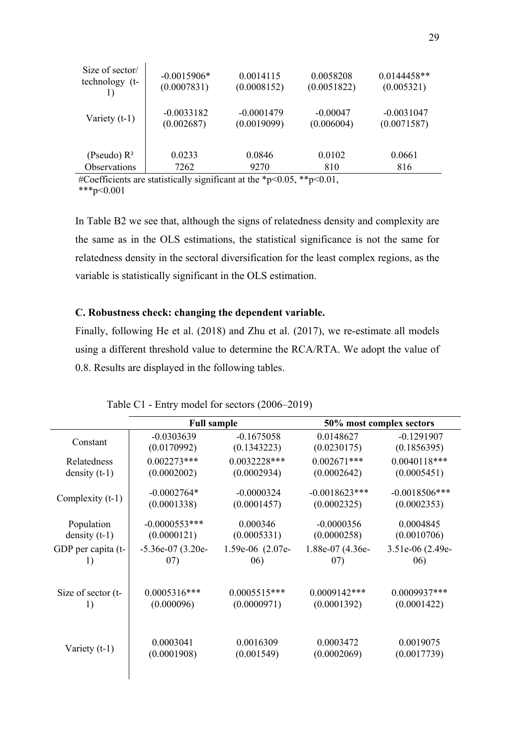| | | | | |
|---|---|---|---|---|
| Size of sector/ technology (t-1) | -0.0015906* (0.0007831) | 0.0014115 (0.0008152) | 0.0058208 (0.0051822) | 0.0144458** (0.005321) |
| Variety (t-1) | -0.0033182 (0.002687) | -0.0001479 (0.0019099) | -0.00047 (0.006004) | -0.0031047 (0.0071587) |
| (Pseudo) $R^2$ | 0.0233 | 0.0846 | 0.0102 | 0.0661 |
| Observations | 7262 | 9270 | 810 | 816 |

#Coefficients are statistically significant at the *$p<0.05$, **$p<0.01$, ***$p<0.001$

In Table B2 we see that, although the signs of relatedness density and complexity are the same as in the OLS estimations, the statistical significance is not the same for relatedness density in the sectoral diversification for the least complex regions, as the variable is statistically significant in the OLS estimation.

### C. Robustness check: changing the dependent variable.

Finally, following He et al. (2018) and Zhu et al. (2017), we re-estimate all models using a different threshold value to determine the RCA/RTA. We adopt the value of 0.8. Results are displayed in the following tables.

Table C1 - Entry model for sectors (2006–2019)

| | **Full sample** | | **50% most complex sectors** | |
|---|---|---|---|---|
| Constant | -0.0303639 (0.0170992) | -0.1675058 (0.1343223) | 0.0148627 (0.0230175) | -0.1291907 (0.1856395) |
| Relatedness density (t-1) | 0.002273*** (0.0002002) | 0.0032228*** (0.0002934) | 0.002671*** (0.0002642) | 0.0040118*** (0.0005451) |
| Complexity (t-1) | -0.0002764* (0.0001338) | -0.0000324 (0.0001457) | -0.0018623*** (0.0002325) | -0.0018506*** (0.0002353) |
| Population density (t-1) | -0.0000553*** (0.0000121) | 0.000346 (0.0005331) | -0.0000356 (0.0000258) | 0.0004845 (0.0010706) |
| GDP per capita (t-1) | -5.36e-07 (3.20e-07) | 1.59e-06 (2.07e-06) | 1.88e-07 (4.36e-07) | 3.51e-06 (2.49e-06) |
| Size of sector (t-1) | 0.0005316*** (0.000096) | 0.0005515*** (0.0000971) | 0.0009142*** (0.0001392) | 0.0009937*** (0.0001422) |
| Variety (t-1) | 0.0003041 (0.0001908) | 0.0016309 (0.001549) | 0.0003472 (0.0002069) | 0.0019075 (0.0017739) |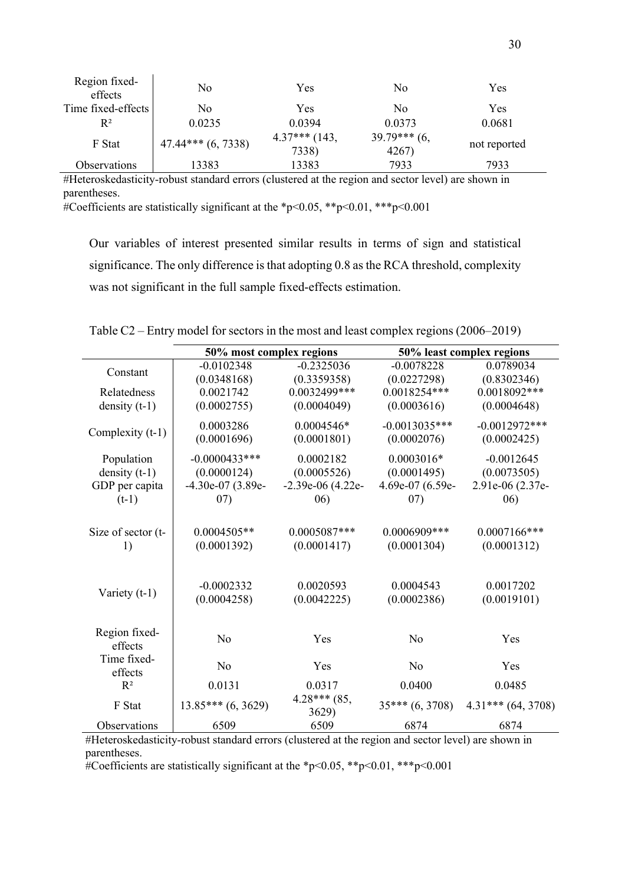| | | | | |
|---|---|---|---|---|
| Region fixed-effects | No | Yes | No | Yes |
| Time fixed-effects | No | Yes | No | Yes |
| $R^2$ | 0.0235 | 0.0394 | 0.0373 | 0.0681 |
| F Stat | 47.44*** (6, 7338) | 4.37*** (143, 7338) | 39.79*** (6, 4267) | not reported |
| Observations | 13383 | 13383 | 7933 | 7933 |

#Heteroskedasticity-robust standard errors (clustered at the region and sector level) are shown in parentheses.
#Coefficients are statistically significant at the *p<0.05, **p<0.01, ***p<0.001

Our variables of interest presented similar results in terms of sign and statistical significance. The only difference is that adopting 0.8 as the RCA threshold, complexity was not significant in the full sample fixed-effects estimation.

Table C2 – Entry model for sectors in the most and least complex regions (2006–2019)

| | **50% most complex regions** | | **50% least complex regions** | |
|---|---|---|---|---|
| Constant | -0.0102348 (0.0348168) | -0.2325036 (0.3359358) | -0.0078228 (0.0227298) | 0.0789034 (0.8302346) |
| Relatedness density (t-1) | 0.0021742 (0.0002755) | 0.0032499*** (0.0004049) | 0.0018254*** (0.0003616) | 0.0018092*** (0.0004648) |
| Complexity (t-1) | 0.0003286 (0.0001696) | 0.0004546* (0.0001801) | -0.0013035*** (0.0002076) | -0.0012972*** (0.0002425) |
| Population density (t-1) | -0.0000433*** (0.0000124) | 0.0002182 (0.0005526) | 0.0003016* (0.0001495) | -0.0012645 (0.0073505) |
| GDP per capita (t-1) | -4.30e-07 (3.89e-07) | -2.39e-06 (4.22e-06) | 4.69e-07 (6.59e-07) | 2.91e-06 (2.37e-06) |
| Size of sector (t-1) | 0.0004505** (0.0001392) | 0.0005087*** (0.0001417) | 0.0006909*** (0.0001304) | 0.0007166*** (0.0001312) |
| Variety (t-1) | -0.0002332 (0.0004258) | 0.0020593 (0.0042225) | 0.0004543 (0.0002386) | 0.0017202 (0.0019101) |
| Region fixed-effects | No | Yes | No | Yes |
| Time fixed-effects | No | Yes | No | Yes |
| $R^2$ | 0.0131 | 0.0317 | 0.0400 | 0.0485 |
| F Stat | 13.85*** (6, 3629) | 4.28*** (85, 3629) | 35*** (6, 3708) | 4.31*** (64, 3708) |
| Observations | 6509 | 6509 | 6874 | 6874 |

#Heteroskedasticity-robust standard errors (clustered at the region and sector level) are shown in parentheses.
#Coefficients are statistically significant at the *p<0.05, **p<0.01, ***p<0.001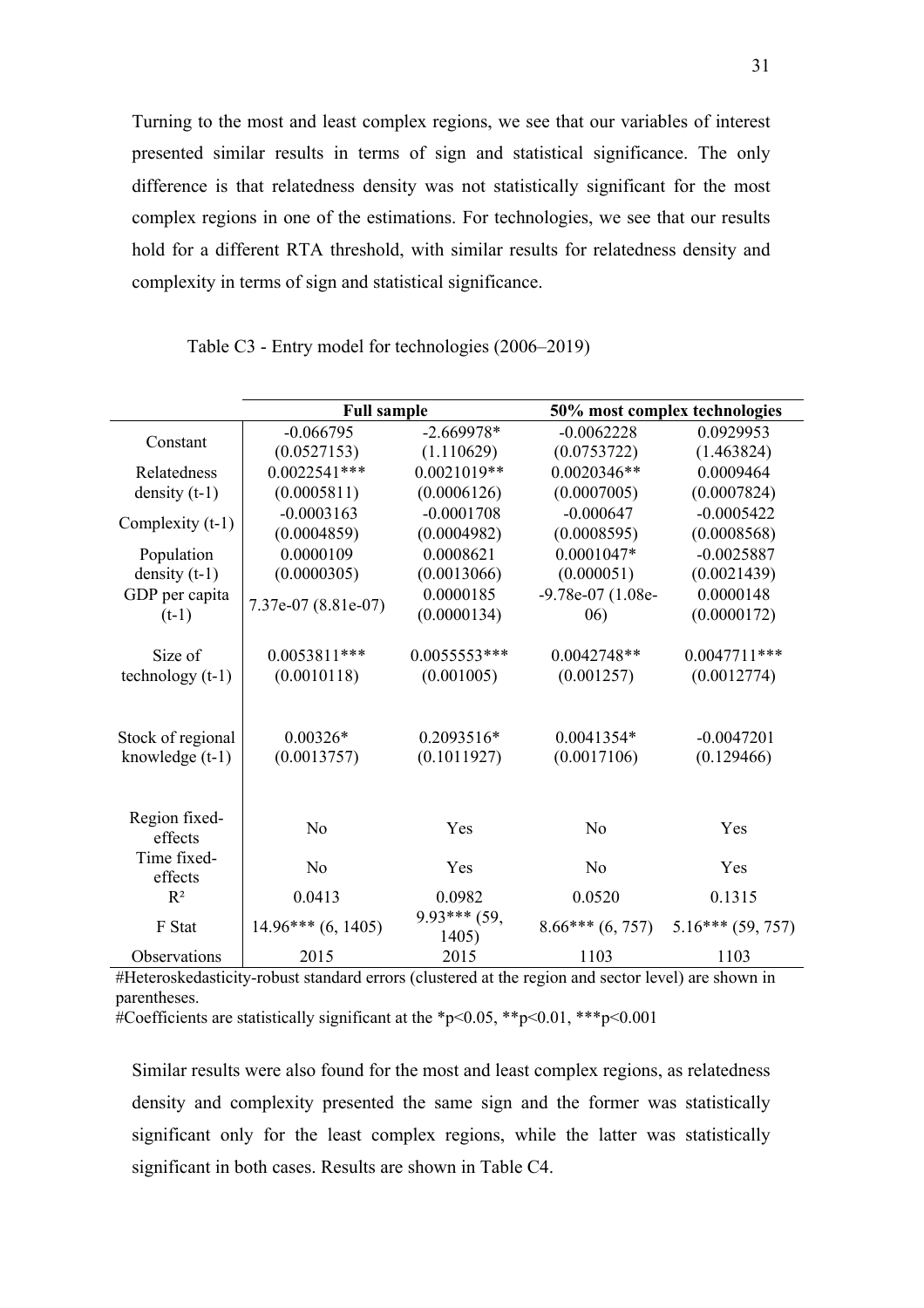Turning to the most and least complex regions, we see that our variables of interest presented similar results in terms of sign and statistical significance. The only difference is that relatedness density was not statistically significant for the most complex regions in one of the estimations. For technologies, we see that our results hold for a different RTA threshold, with similar results for relatedness density and complexity in terms of sign and statistical significance.

Table C3 - Entry model for technologies (2006–2019)

| | **Full sample** | | **50% most complex technologies** | |
|---|---|---|---|---|
| Constant | -0.066795 (0.0527153) | -2.669978* (1.110629) | -0.0062228 (0.0753722) | 0.0929953 (1.463824) |
| Relatedness density (t-1) | 0.0022541*** (0.0005811) | 0.0021019** (0.0006126) | 0.0020346** (0.0007005) | 0.0009464 (0.0007824) |
| Complexity (t-1) | -0.0003163 (0.0004859) | -0.0001708 (0.0004982) | -0.000647 (0.0008595) | -0.0005422 (0.0008568) |
| Population density (t-1) | 0.0000109 (0.0000305) | 0.0008621 (0.0013066) | 0.0001047* (0.000051) | -0.0025887 (0.0021439) |
| GDP per capita (t-1) | 7.37e-07 (8.81e-07) | 0.0000185 (0.0000134) | -9.78e-07 (1.08e-06) | 0.0000148 (0.0000172) |
| Size of technology (t-1) | 0.0053811*** (0.0010118) | 0.0055553*** (0.001005) | 0.0042748** (0.001257) | 0.0047711*** (0.0012774) |
| Stock of regional knowledge (t-1) | 0.00326* (0.0013757) | 0.2093516* (0.1011927) | 0.0041354* (0.0017106) | -0.0047201 (0.129466) |
| Region fixed-effects | No | Yes | No | Yes |
| Time fixed-effects | No | Yes | No | Yes |
| $R^2$ | 0.0413 | 0.0982 | 0.0520 | 0.1315 |
| F Stat | 14.96*** (6, 1405) | 9.93*** (59, 1405) | 8.66*** (6, 757) | 5.16*** (59, 757) |
| Observations | 2015 | 2015 | 1103 | 1103 |

#Heteroskedasticity-robust standard errors (clustered at the region and sector level) are shown in parentheses.
#Coefficients are statistically significant at the *p<0.05, **p<0.01, ***p<0.001

Similar results were also found for the most and least complex regions, as relatedness density and complexity presented the same sign and the former was statistically significant only for the least complex regions, while the latter was statistically significant in both cases. Results are shown in Table C4.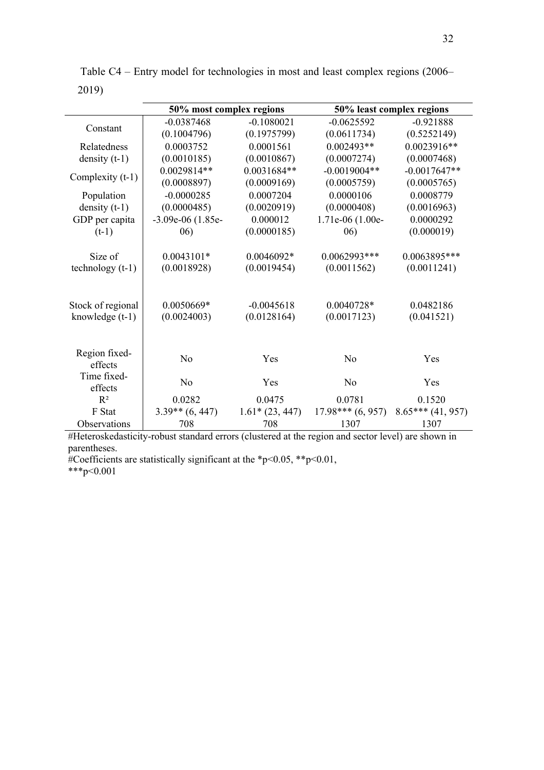Table C4 – Entry model for technologies in most and least complex regions (2006–2019)

| | 50% most complex regions | | 50% least complex regions | |
|---|---|---|---|---|
| Constant | -0.0387468<br>(0.1004796) | -0.1080021<br>(0.1975799) | -0.0625592<br>(0.0611734) | -0.921888<br>(0.5252149) |
| Relatedness density (t-1) | 0.0003752<br>(0.0010185) | 0.0001561<br>(0.0010867) | 0.002493**<br>(0.0007274) | 0.0023916**<br>(0.0007468) |
| Complexity (t-1) | 0.0029814**<br>(0.0008897) | 0.0031684**<br>(0.0009169) | -0.0019004**<br>(0.0005759) | -0.0017647**<br>(0.0005765) |
| Population density (t-1) | -0.0000285<br>(0.0000485) | 0.0007204<br>(0.0020919) | 0.0000106<br>(0.0000408) | 0.0008779<br>(0.0016963) |
| GDP per capita (t-1) | -3.09e-06 (1.85e-06) | 0.000012<br>(0.0000185) | 1.71e-06 (1.00e-06) | 0.0000292<br>(0.000019) |
| Size of technology (t-1) | 0.0043101*<br>(0.0018928) | 0.0046092*<br>(0.0019454) | 0.0062993***<br>(0.0011562) | 0.0063895***<br>(0.0011241) |
| Stock of regional knowledge (t-1) | 0.0050669*<br>(0.0024003) | -0.0045618<br>(0.0128164) | 0.0040728*<br>(0.0017123) | 0.0482186<br>(0.041521) |
| Region fixed-effects | No | Yes | No | Yes |
| Time fixed-effects | No | Yes | No | Yes |
| $R^2$ | 0.0282 | 0.0475 | 0.0781 | 0.1520 |
| F Stat | 3.39** (6, 447) | 1.61* (23, 447) | 17.98*** (6, 957) | 8.65*** (41, 957) |
| Observations | 708 | 708 | 1307 | 1307 |

#Heteroskedasticity-robust standard errors (clustered at the region and sector level) are shown in parentheses.
#Coefficients are statistically significant at the *p<0.05, **p<0.01, ***p<0.001